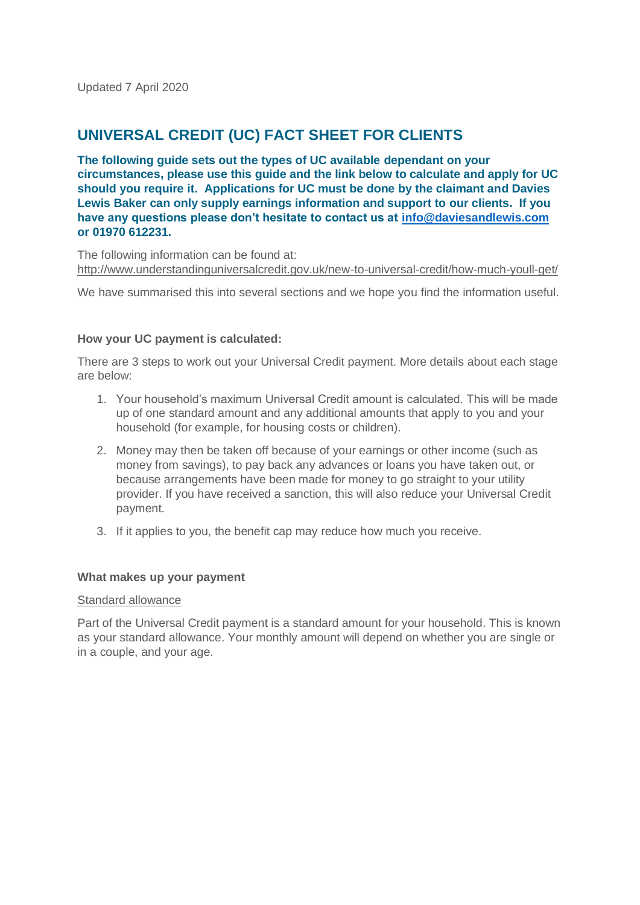Updated 7 April 2020

# UNIVERSAL CREDIT (UC) FACT SHEET FOR CLIENTS

**The following guide sets out the types of UC available dependant on your circumstances, please use this guide and the link below to calculate and apply for UC should you require it. Applications for UC must be done by the claimant and Davies Lewis Baker can only supply earnings information and support to our clients. If you have any questions please don't hesitate to contact us at info@daviesandlewis.com or 01970 612231.**

The following information can be found at: http://www.understandinguniversalcredit.gov.uk/new-to-universal-credit/how-much-youll-get/

We have summarised this into several sections and we hope you find the information useful.

**How your UC payment is calculated:**

There are 3 steps to work out your Universal Credit payment. More details about each stage are below:

1. Your household's maximum Universal Credit amount is calculated. This will be made up of one standard amount and any additional amounts that apply to you and your household (for example, for housing costs or children).
2. Money may then be taken off because of your earnings or other income (such as money from savings), to pay back any advances or loans you have taken out, or because arrangements have been made for money to go straight to your utility provider. If you have received a sanction, this will also reduce your Universal Credit payment.
3. If it applies to you, the benefit cap may reduce how much you receive.

**What makes up your payment**

Standard allowance

Part of the Universal Credit payment is a standard amount for your household. This is known as your standard allowance. Your monthly amount will depend on whether you are single or in a couple, and your age.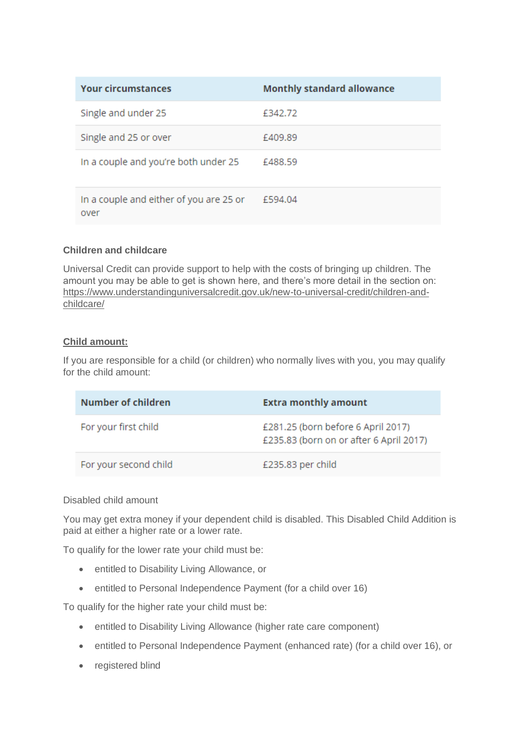| Your circumstances | Monthly standard allowance |
|---|---|
| Single and under 25 | £342.72 |
| Single and 25 or over | £409.89 |
| In a couple and you're both under 25 | £488.59 |
| In a couple and either of you are 25 or over | £594.04 |

**Children and childcare**

Universal Credit can provide support to help with the costs of bringing up children. The amount you may be able to get is shown here, and there's more detail in the section on: https://www.understandinguniversalcredit.gov.uk/new-to-universal-credit/children-and-childcare/

**Child amount:**

If you are responsible for a child (or children) who normally lives with you, you may qualify for the child amount:

| Number of children | Extra monthly amount |
|---|---|
| For your first child | £281.25 (born before 6 April 2017)<br>£235.83 (born on or after 6 April 2017) |
| For your second child | £235.83 per child |

Disabled child amount

You may get extra money if your dependent child is disabled. This Disabled Child Addition is paid at either a higher rate or a lower rate.

To qualify for the lower rate your child must be:

- entitled to Disability Living Allowance, or
- entitled to Personal Independence Payment (for a child over 16)

To qualify for the higher rate your child must be:

- entitled to Disability Living Allowance (higher rate care component)
- entitled to Personal Independence Payment (enhanced rate) (for a child over 16), or
- registered blind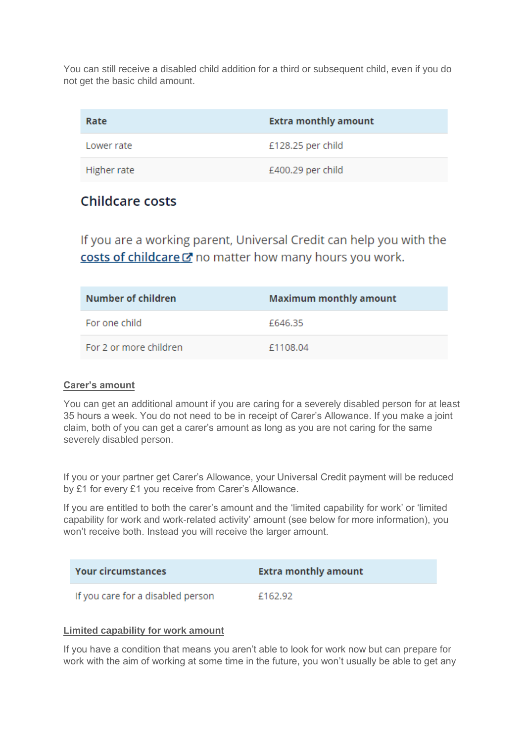You can still receive a disabled child addition for a third or subsequent child, even if you do not get the basic child amount.

| Rate | Extra monthly amount |
| --- | --- |
| Lower rate | £128.25 per child |
| Higher rate | £400.29 per child |

## Childcare costs

If you are a working parent, Universal Credit can help you with the costs of childcare no matter how many hours you work.

| Number of children | Maximum monthly amount |
| --- | --- |
| For one child | £646.35 |
| For 2 or more children | £1108.04 |

**Carer's amount**

You can get an additional amount if you are caring for a severely disabled person for at least 35 hours a week. You do not need to be in receipt of Carer's Allowance. If you make a joint claim, both of you can get a carer's amount as long as you are not caring for the same severely disabled person.

If you or your partner get Carer's Allowance, your Universal Credit payment will be reduced by £1 for every £1 you receive from Carer's Allowance.

If you are entitled to both the carer's amount and the 'limited capability for work' or 'limited capability for work and work-related activity' amount (see below for more information), you won't receive both. Instead you will receive the larger amount.

| Your circumstances | Extra monthly amount |
| --- | --- |
| If you care for a disabled person | £162.92 |

**Limited capability for work amount**

If you have a condition that means you aren't able to look for work now but can prepare for work with the aim of working at some time in the future, you won't usually be able to get any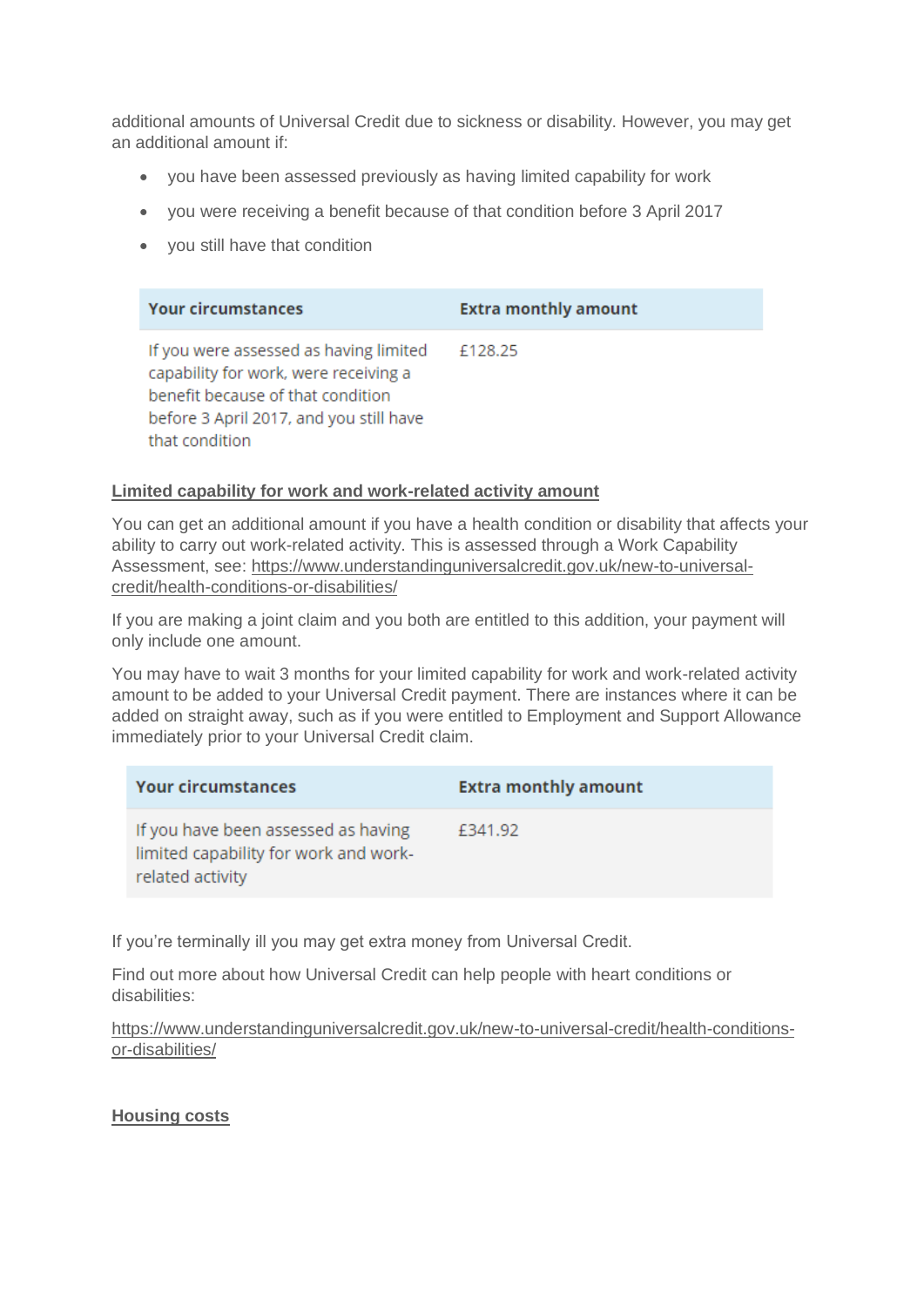additional amounts of Universal Credit due to sickness or disability. However, you may get an additional amount if:

- you have been assessed previously as having limited capability for work
- you were receiving a benefit because of that condition before 3 April 2017
- you still have that condition

| Your circumstances | Extra monthly amount |
|---|---|
| If you were assessed as having limited capability for work, were receiving a benefit because of that condition before 3 April 2017, and you still have that condition | £128.25 |

**Limited capability for work and work-related activity amount**

You can get an additional amount if you have a health condition or disability that affects your ability to carry out work-related activity. This is assessed through a Work Capability Assessment, see: https://www.understandinguniversalcredit.gov.uk/new-to-universal-credit/health-conditions-or-disabilities/

If you are making a joint claim and you both are entitled to this addition, your payment will only include one amount.

You may have to wait 3 months for your limited capability for work and work-related activity amount to be added to your Universal Credit payment. There are instances where it can be added on straight away, such as if you were entitled to Employment and Support Allowance immediately prior to your Universal Credit claim.

| Your circumstances | Extra monthly amount |
|---|---|
| If you have been assessed as having limited capability for work and work-related activity | £341.92 |

If you're terminally ill you may get extra money from Universal Credit.

Find out more about how Universal Credit can help people with heart conditions or disabilities:

https://www.understandinguniversalcredit.gov.uk/new-to-universal-credit/health-conditions-or-disabilities/

**Housing costs**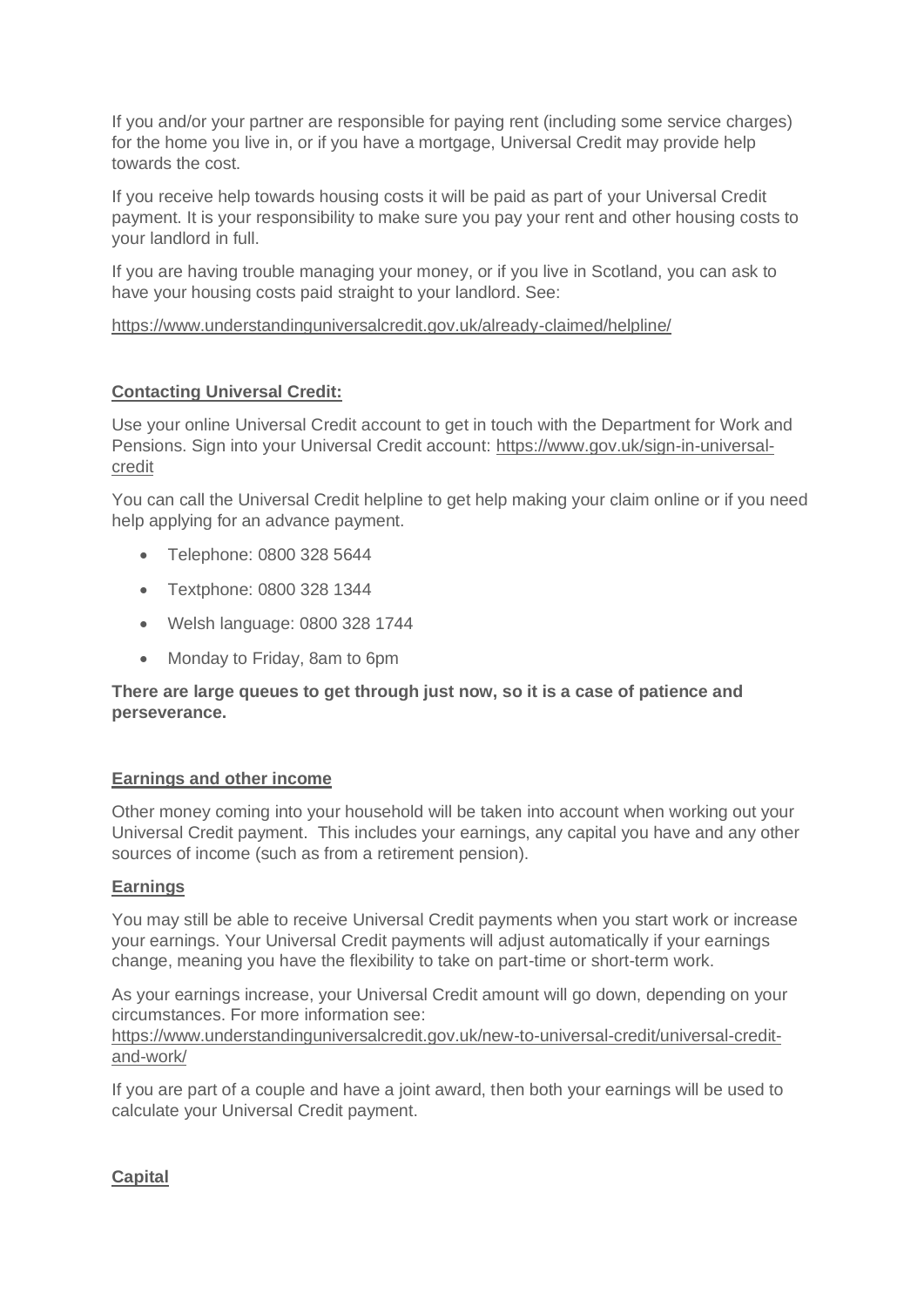If you and/or your partner are responsible for paying rent (including some service charges) for the home you live in, or if you have a mortgage, Universal Credit may provide help towards the cost.

If you receive help towards housing costs it will be paid as part of your Universal Credit payment. It is your responsibility to make sure you pay your rent and other housing costs to your landlord in full.

If you are having trouble managing your money, or if you live in Scotland, you can ask to have your housing costs paid straight to your landlord. See:

https://www.understandinguniversalcredit.gov.uk/already-claimed/helpline/

## Contacting Universal Credit:

Use your online Universal Credit account to get in touch with the Department for Work and Pensions. Sign into your Universal Credit account: https://www.gov.uk/sign-in-universal-credit

You can call the Universal Credit helpline to get help making your claim online or if you need help applying for an advance payment.

- Telephone: 0800 328 5644
- Textphone: 0800 328 1344
- Welsh language: 0800 328 1744
- Monday to Friday, 8am to 6pm

**There are large queues to get through just now, so it is a case of patience and perseverance.**

## Earnings and other income

Other money coming into your household will be taken into account when working out your Universal Credit payment. This includes your earnings, any capital you have and any other sources of income (such as from a retirement pension).

## Earnings

You may still be able to receive Universal Credit payments when you start work or increase your earnings. Your Universal Credit payments will adjust automatically if your earnings change, meaning you have the flexibility to take on part-time or short-term work.

As your earnings increase, your Universal Credit amount will go down, depending on your circumstances. For more information see:
https://www.understandinguniversalcredit.gov.uk/new-to-universal-credit/universal-credit-and-work/

If you are part of a couple and have a joint award, then both your earnings will be used to calculate your Universal Credit payment.

## Capital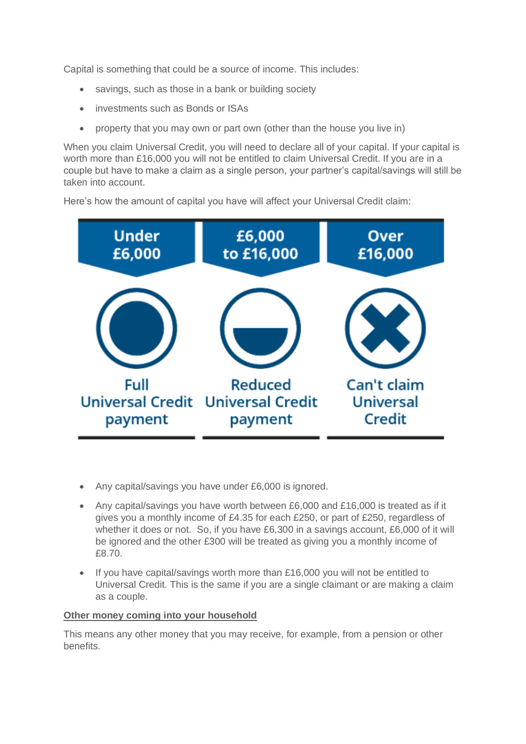Capital is something that could be a source of income. This includes:

- savings, such as those in a bank or building society
- investments such as Bonds or ISAs
- property that you may own or part own (other than the house you live in)

When you claim Universal Credit, you will need to declare all of your capital. If your capital is worth more than £16,000 you will not be entitled to claim Universal Credit. If you are in a couple but have to make a claim as a single person, your partner's capital/savings will still be taken into account.

Here's how the amount of capital you have will affect your Universal Credit claim:

| Under £6,000 | £6,000 to £16,000 | Over £16,000 |
| --- | --- | --- |
| Full Universal Credit payment | Reduced Universal Credit payment | Can't claim Universal Credit |

- Any capital/savings you have under £6,000 is ignored.
- Any capital/savings you have worth between £6,000 and £16,000 is treated as if it gives you a monthly income of £4.35 for each £250, or part of £250, regardless of whether it does or not. So, if you have £6,300 in a savings account, £6,000 of it will be ignored and the other £300 will be treated as giving you a monthly income of £8.70.
- If you have capital/savings worth more than £16,000 you will not be entitled to Universal Credit. This is the same if you are a single claimant or are making a claim as a couple.

**Other money coming into your household**

This means any other money that you may receive, for example, from a pension or other benefits.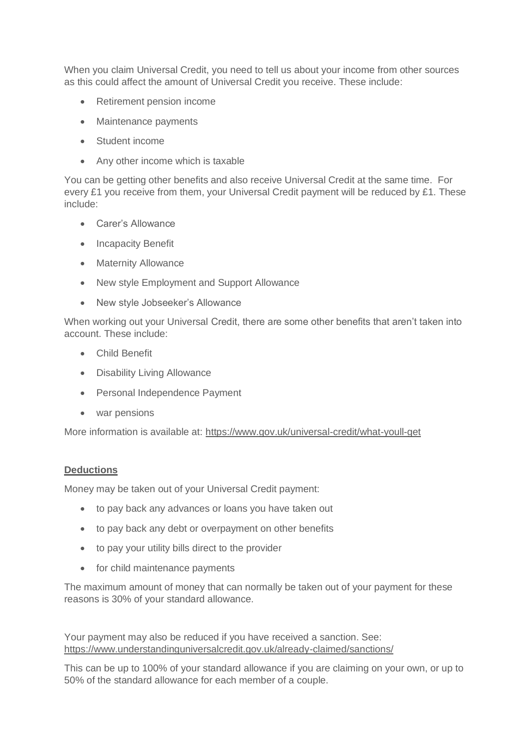When you claim Universal Credit, you need to tell us about your income from other sources as this could affect the amount of Universal Credit you receive. These include:

- Retirement pension income
- Maintenance payments
- Student income
- Any other income which is taxable

You can be getting other benefits and also receive Universal Credit at the same time. For every £1 you receive from them, your Universal Credit payment will be reduced by £1. These include:

- Carer's Allowance
- Incapacity Benefit
- Maternity Allowance
- New style Employment and Support Allowance
- New style Jobseeker's Allowance

When working out your Universal Credit, there are some other benefits that aren't taken into account. These include:

- Child Benefit
- Disability Living Allowance
- Personal Independence Payment
- war pensions

More information is available at: https://www.gov.uk/universal-credit/what-youll-get

**Deductions**

Money may be taken out of your Universal Credit payment:

- to pay back any advances or loans you have taken out
- to pay back any debt or overpayment on other benefits
- to pay your utility bills direct to the provider
- for child maintenance payments

The maximum amount of money that can normally be taken out of your payment for these reasons is 30% of your standard allowance.

Your payment may also be reduced if you have received a sanction. See: https://www.understandinguniversalcredit.gov.uk/already-claimed/sanctions/

This can be up to 100% of your standard allowance if you are claiming on your own, or up to 50% of the standard allowance for each member of a couple.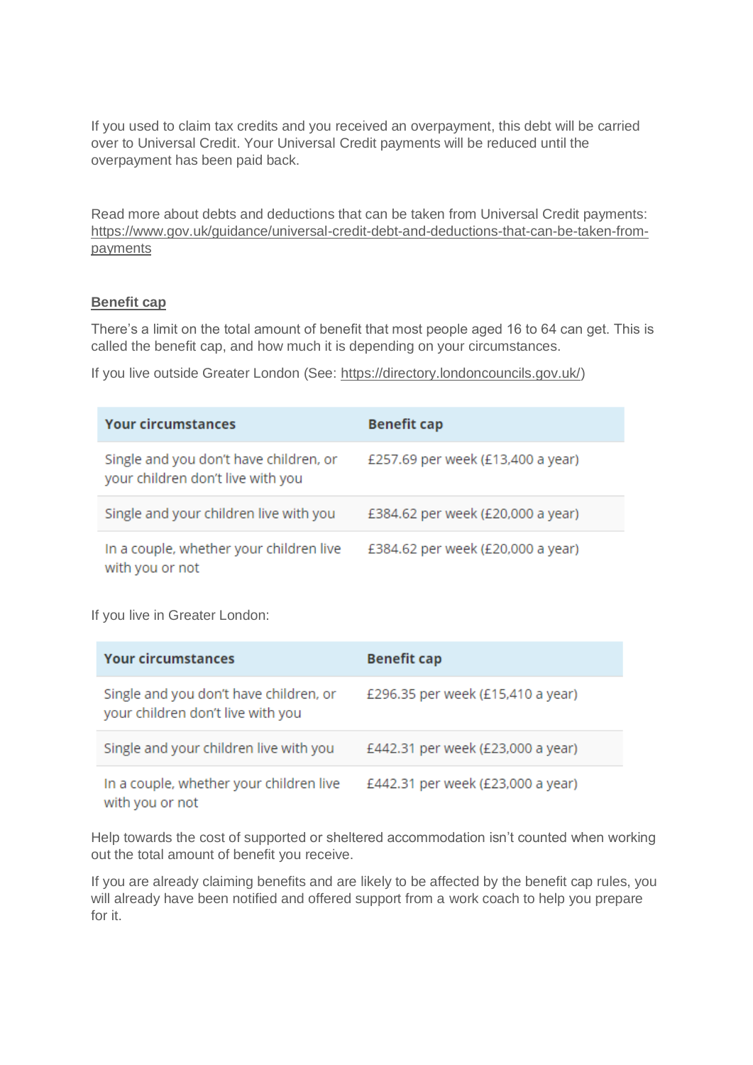If you used to claim tax credits and you received an overpayment, this debt will be carried over to Universal Credit. Your Universal Credit payments will be reduced until the overpayment has been paid back.

Read more about debts and deductions that can be taken from Universal Credit payments: https://www.gov.uk/guidance/universal-credit-debt-and-deductions-that-can-be-taken-from-payments

## Benefit cap

There's a limit on the total amount of benefit that most people aged 16 to 64 can get. This is called the benefit cap, and how much it is depending on your circumstances.

If you live outside Greater London (See: https://directory.londoncouncils.gov.uk/)

| Your circumstances | Benefit cap |
| --- | --- |
| Single and you don't have children, or your children don't live with you | £257.69 per week (£13,400 a year) |
| Single and your children live with you | £384.62 per week (£20,000 a year) |
| In a couple, whether your children live with you or not | £384.62 per week (£20,000 a year) |

If you live in Greater London:

| Your circumstances | Benefit cap |
| --- | --- |
| Single and you don't have children, or your children don't live with you | £296.35 per week (£15,410 a year) |
| Single and your children live with you | £442.31 per week (£23,000 a year) |
| In a couple, whether your children live with you or not | £442.31 per week (£23,000 a year) |

Help towards the cost of supported or sheltered accommodation isn't counted when working out the total amount of benefit you receive.

If you are already claiming benefits and are likely to be affected by the benefit cap rules, you will already have been notified and offered support from a work coach to help you prepare for it.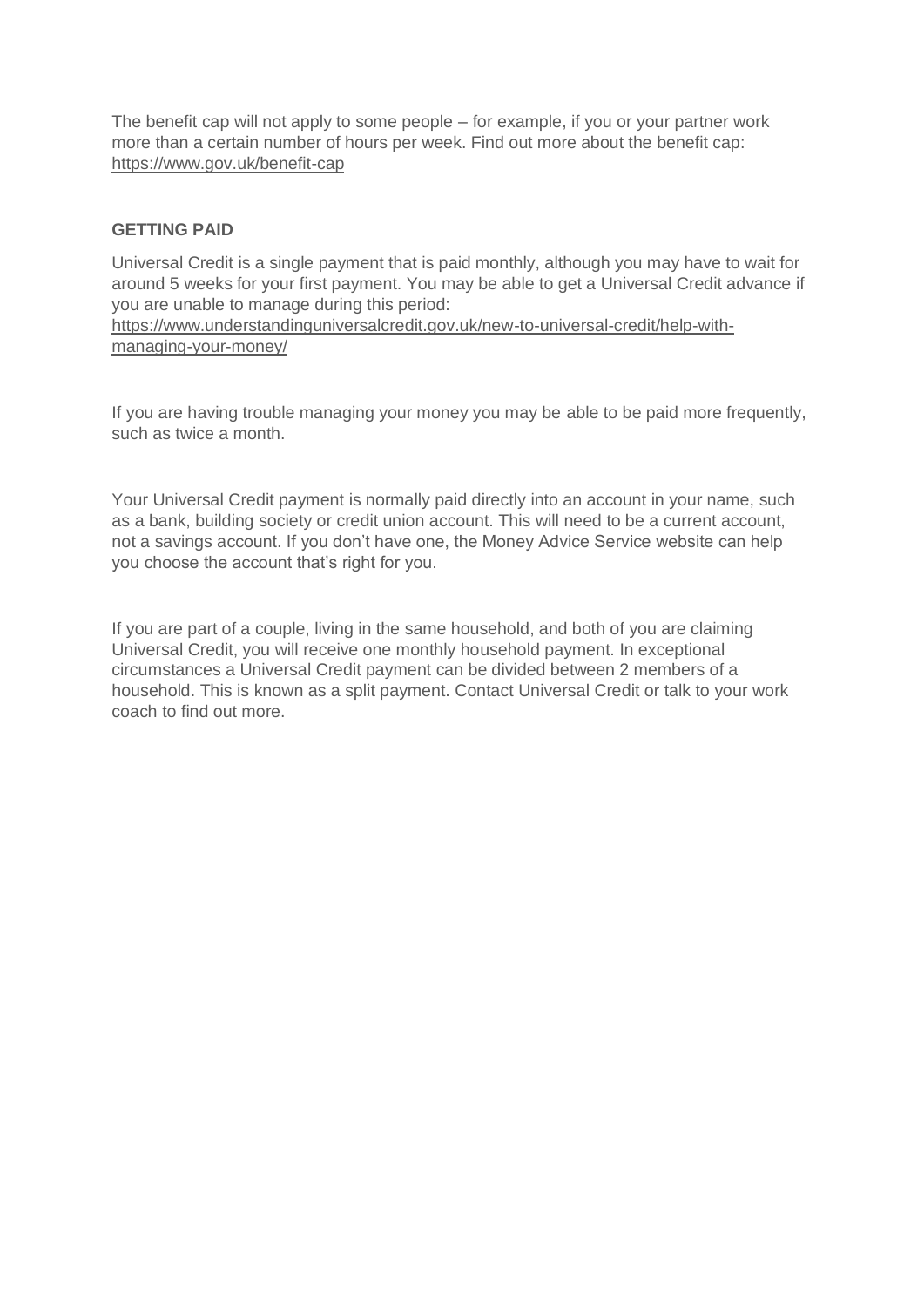The benefit cap will not apply to some people – for example, if you or your partner work more than a certain number of hours per week. Find out more about the benefit cap: https://www.gov.uk/benefit-cap

## GETTING PAID

Universal Credit is a single payment that is paid monthly, although you may have to wait for around 5 weeks for your first payment. You may be able to get a Universal Credit advance if you are unable to manage during this period: https://www.understandinguniversalcredit.gov.uk/new-to-universal-credit/help-with-managing-your-money/

If you are having trouble managing your money you may be able to be paid more frequently, such as twice a month.

Your Universal Credit payment is normally paid directly into an account in your name, such as a bank, building society or credit union account. This will need to be a current account, not a savings account. If you don't have one, the Money Advice Service website can help you choose the account that's right for you.

If you are part of a couple, living in the same household, and both of you are claiming Universal Credit, you will receive one monthly household payment. In exceptional circumstances a Universal Credit payment can be divided between 2 members of a household. This is known as a split payment. Contact Universal Credit or talk to your work coach to find out more.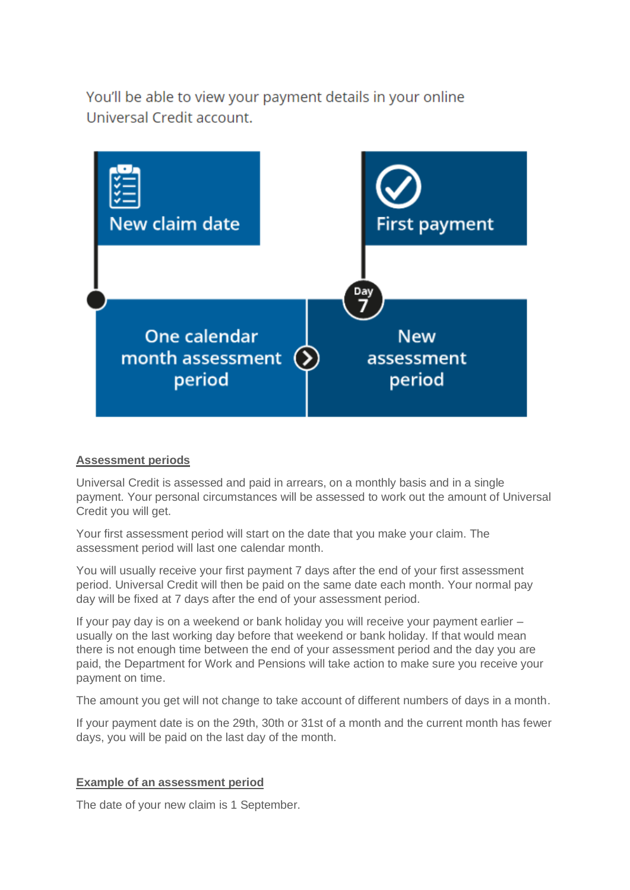You'll be able to view your payment details in your online Universal Credit account.

New claim date

First payment

Day 7

One calendar month assessment period

New assessment period

**Assessment periods**

Universal Credit is assessed and paid in arrears, on a monthly basis and in a single payment. Your personal circumstances will be assessed to work out the amount of Universal Credit you will get.

Your first assessment period will start on the date that you make your claim. The assessment period will last one calendar month.

You will usually receive your first payment 7 days after the end of your first assessment period. Universal Credit will then be paid on the same date each month. Your normal pay day will be fixed at 7 days after the end of your assessment period.

If your pay day is on a weekend or bank holiday you will receive your payment earlier – usually on the last working day before that weekend or bank holiday. If that would mean there is not enough time between the end of your assessment period and the day you are paid, the Department for Work and Pensions will take action to make sure you receive your payment on time.

The amount you get will not change to take account of different numbers of days in a month.

If your payment date is on the 29th, 30th or 31st of a month and the current month has fewer days, you will be paid on the last day of the month.

**Example of an assessment period**

The date of your new claim is 1 September.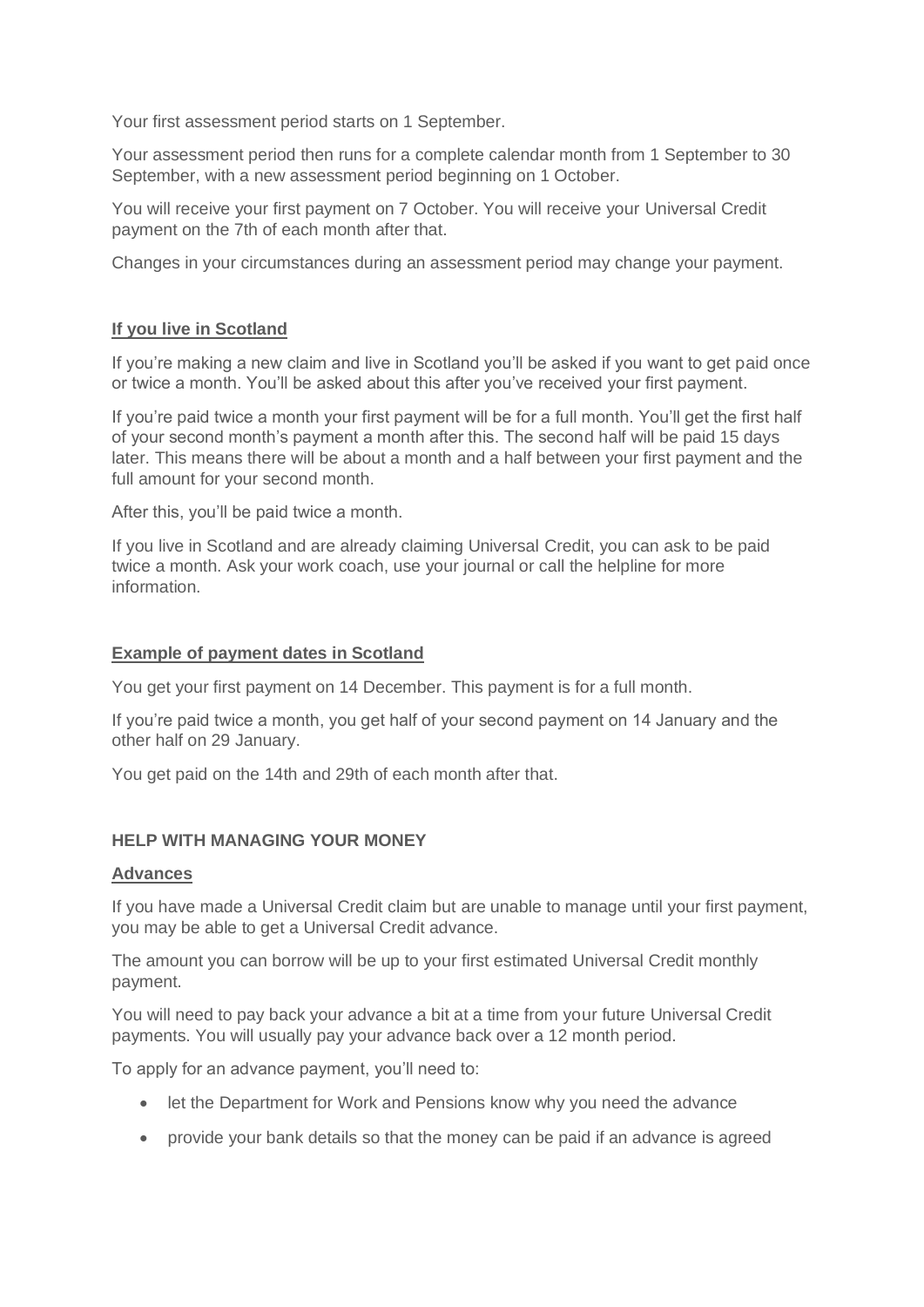Your first assessment period starts on 1 September.

Your assessment period then runs for a complete calendar month from 1 September to 30 September, with a new assessment period beginning on 1 October.

You will receive your first payment on 7 October. You will receive your Universal Credit payment on the 7th of each month after that.

Changes in your circumstances during an assessment period may change your payment.

### **If you live in Scotland**

If you're making a new claim and live in Scotland you'll be asked if you want to get paid once or twice a month. You'll be asked about this after you've received your first payment.

If you're paid twice a month your first payment will be for a full month. You'll get the first half of your second month's payment a month after this. The second half will be paid 15 days later. This means there will be about a month and a half between your first payment and the full amount for your second month.

After this, you'll be paid twice a month.

If you live in Scotland and are already claiming Universal Credit, you can ask to be paid twice a month. Ask your work coach, use your journal or call the helpline for more information.

### **Example of payment dates in Scotland**

You get your first payment on 14 December. This payment is for a full month.

If you're paid twice a month, you get half of your second payment on 14 January and the other half on 29 January.

You get paid on the 14th and 29th of each month after that.

## HELP WITH MANAGING YOUR MONEY

### **Advances**

If you have made a Universal Credit claim but are unable to manage until your first payment, you may be able to get a Universal Credit advance.

The amount you can borrow will be up to your first estimated Universal Credit monthly payment.

You will need to pay back your advance a bit at a time from your future Universal Credit payments. You will usually pay your advance back over a 12 month period.

To apply for an advance payment, you'll need to:

- let the Department for Work and Pensions know why you need the advance
- provide your bank details so that the money can be paid if an advance is agreed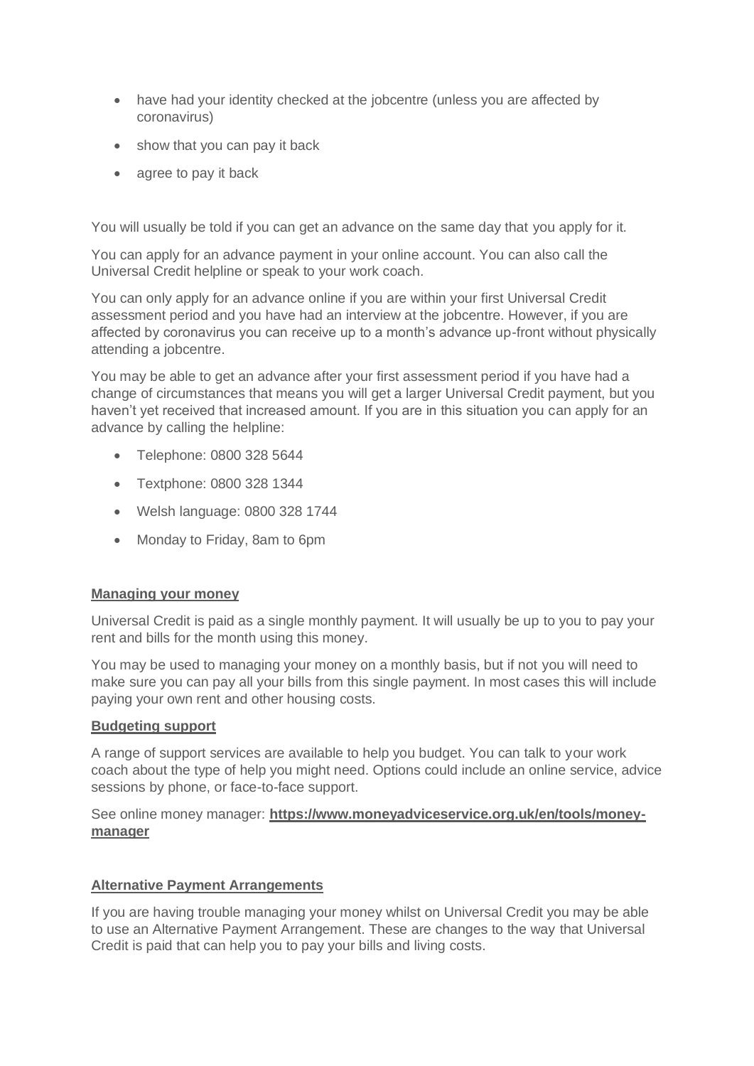- have had your identity checked at the jobcentre (unless you are affected by coronavirus)
- show that you can pay it back
- agree to pay it back

You will usually be told if you can get an advance on the same day that you apply for it.

You can apply for an advance payment in your online account. You can also call the Universal Credit helpline or speak to your work coach.

You can only apply for an advance online if you are within your first Universal Credit assessment period and you have had an interview at the jobcentre. However, if you are affected by coronavirus you can receive up to a month's advance up-front without physically attending a jobcentre.

You may be able to get an advance after your first assessment period if you have had a change of circumstances that means you will get a larger Universal Credit payment, but you haven't yet received that increased amount. If you are in this situation you can apply for an advance by calling the helpline:

- Telephone: 0800 328 5644
- Textphone: 0800 328 1344
- Welsh language: 0800 328 1744
- Monday to Friday, 8am to 6pm

**Managing your money**

Universal Credit is paid as a single monthly payment. It will usually be up to you to pay your rent and bills for the month using this money.

You may be used to managing your money on a monthly basis, but if not you will need to make sure you can pay all your bills from this single payment. In most cases this will include paying your own rent and other housing costs.

**Budgeting support**

A range of support services are available to help you budget. You can talk to your work coach about the type of help you might need. Options could include an online service, advice sessions by phone, or face-to-face support.

See online money manager: **https://www.moneyadviceservice.org.uk/en/tools/money-manager**

**Alternative Payment Arrangements**

If you are having trouble managing your money whilst on Universal Credit you may be able to use an Alternative Payment Arrangement. These are changes to the way that Universal Credit is paid that can help you to pay your bills and living costs.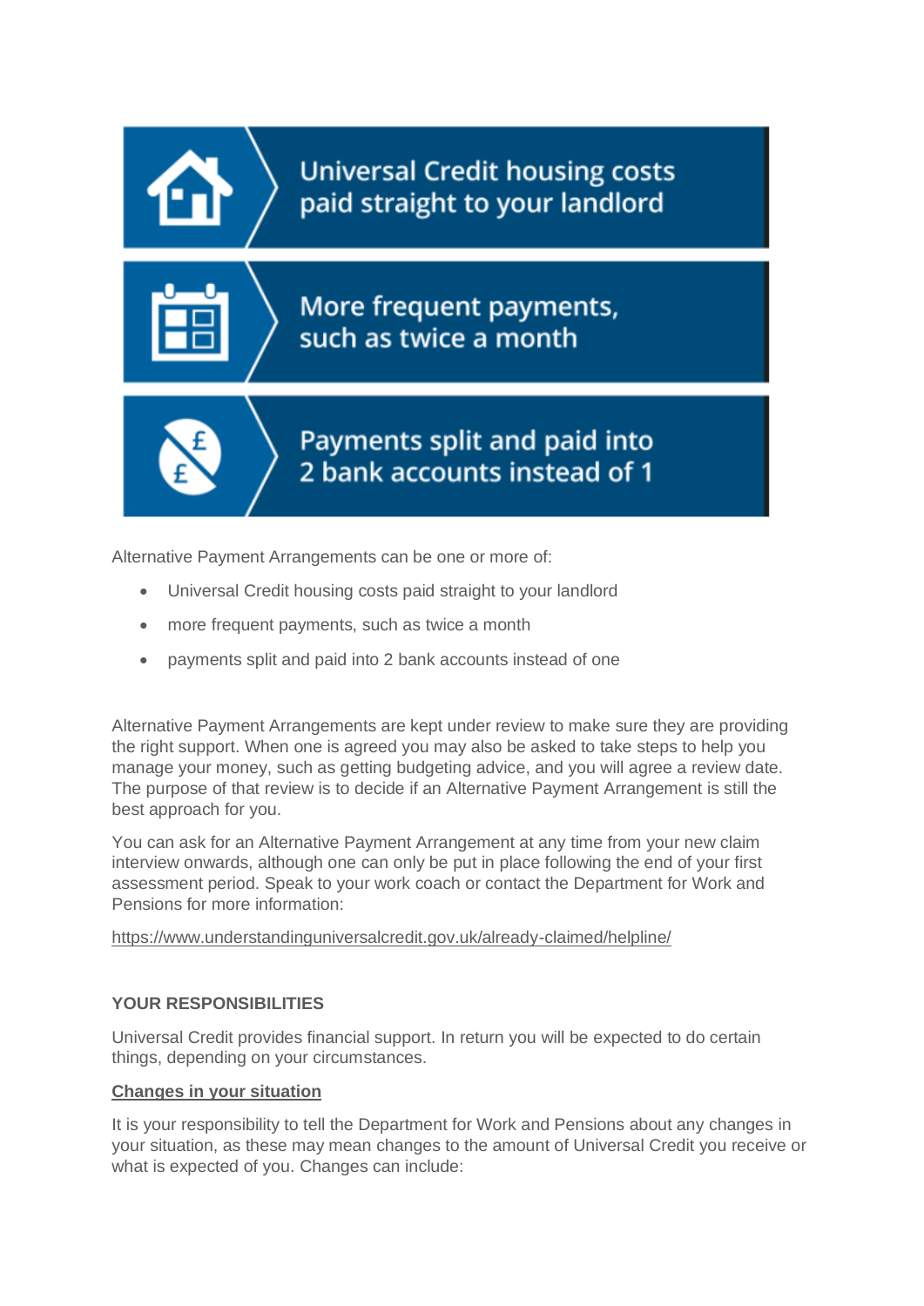Universal Credit housing costs paid straight to your landlord

More frequent payments, such as twice a month

Payments split and paid into 2 bank accounts instead of 1

Alternative Payment Arrangements can be one or more of:

- Universal Credit housing costs paid straight to your landlord
- more frequent payments, such as twice a month
- payments split and paid into 2 bank accounts instead of one

Alternative Payment Arrangements are kept under review to make sure they are providing the right support. When one is agreed you may also be asked to take steps to help you manage your money, such as getting budgeting advice, and you will agree a review date. The purpose of that review is to decide if an Alternative Payment Arrangement is still the best approach for you.

You can ask for an Alternative Payment Arrangement at any time from your new claim interview onwards, although one can only be put in place following the end of your first assessment period. Speak to your work coach or contact the Department for Work and Pensions for more information:

https://www.understandinguniversalcredit.gov.uk/already-claimed/helpline/

**YOUR RESPONSIBILITIES**

Universal Credit provides financial support. In return you will be expected to do certain things, depending on your circumstances.

**Changes in your situation**

It is your responsibility to tell the Department for Work and Pensions about any changes in your situation, as these may mean changes to the amount of Universal Credit you receive or what is expected of you. Changes can include: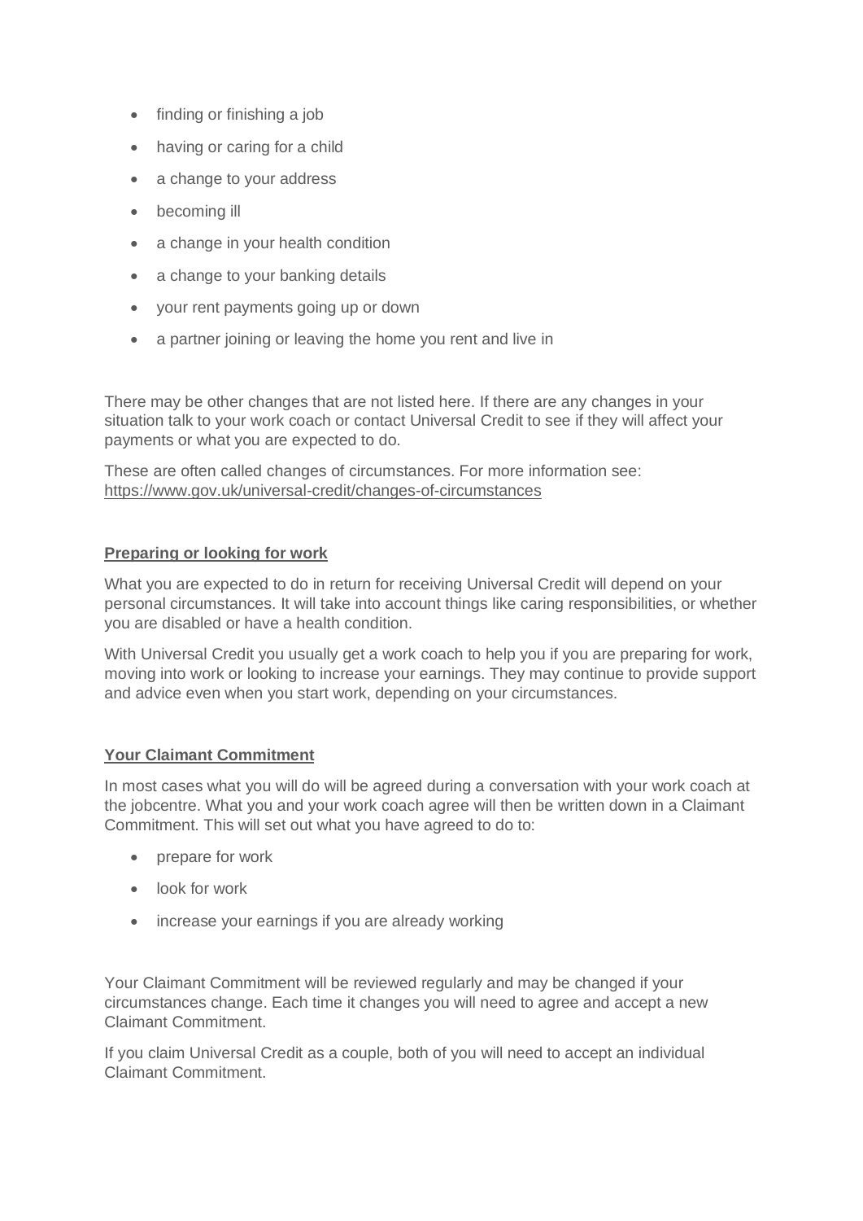- finding or finishing a job
- having or caring for a child
- a change to your address
- becoming ill
- a change in your health condition
- a change to your banking details
- your rent payments going up or down
- a partner joining or leaving the home you rent and live in

There may be other changes that are not listed here. If there are any changes in your situation talk to your work coach or contact Universal Credit to see if they will affect your payments or what you are expected to do.

These are often called changes of circumstances. For more information see: https://www.gov.uk/universal-credit/changes-of-circumstances

## Preparing or looking for work

What you are expected to do in return for receiving Universal Credit will depend on your personal circumstances. It will take into account things like caring responsibilities, or whether you are disabled or have a health condition.

With Universal Credit you usually get a work coach to help you if you are preparing for work, moving into work or looking to increase your earnings. They may continue to provide support and advice even when you start work, depending on your circumstances.

## Your Claimant Commitment

In most cases what you will do will be agreed during a conversation with your work coach at the jobcentre. What you and your work coach agree will then be written down in a Claimant Commitment. This will set out what you have agreed to do to:

- prepare for work
- look for work
- increase your earnings if you are already working

Your Claimant Commitment will be reviewed regularly and may be changed if your circumstances change. Each time it changes you will need to agree and accept a new Claimant Commitment.

If you claim Universal Credit as a couple, both of you will need to accept an individual Claimant Commitment.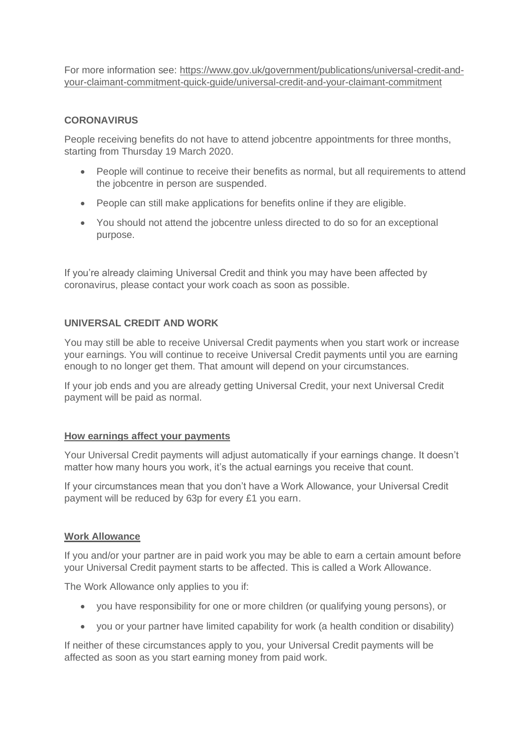For more information see: https://www.gov.uk/government/publications/universal-credit-and-your-claimant-commitment-quick-guide/universal-credit-and-your-claimant-commitment

## CORONAVIRUS

People receiving benefits do not have to attend jobcentre appointments for three months, starting from Thursday 19 March 2020.

- People will continue to receive their benefits as normal, but all requirements to attend the jobcentre in person are suspended.
- People can still make applications for benefits online if they are eligible.
- You should not attend the jobcentre unless directed to do so for an exceptional purpose.

If you're already claiming Universal Credit and think you may have been affected by coronavirus, please contact your work coach as soon as possible.

## UNIVERSAL CREDIT AND WORK

You may still be able to receive Universal Credit payments when you start work or increase your earnings. You will continue to receive Universal Credit payments until you are earning enough to no longer get them. That amount will depend on your circumstances.

If your job ends and you are already getting Universal Credit, your next Universal Credit payment will be paid as normal.

### How earnings affect your payments

Your Universal Credit payments will adjust automatically if your earnings change. It doesn't matter how many hours you work, it's the actual earnings you receive that count.

If your circumstances mean that you don't have a Work Allowance, your Universal Credit payment will be reduced by 63p for every £1 you earn.

### Work Allowance

If you and/or your partner are in paid work you may be able to earn a certain amount before your Universal Credit payment starts to be affected. This is called a Work Allowance.

The Work Allowance only applies to you if:

- you have responsibility for one or more children (or qualifying young persons), or
- you or your partner have limited capability for work (a health condition or disability)

If neither of these circumstances apply to you, your Universal Credit payments will be affected as soon as you start earning money from paid work.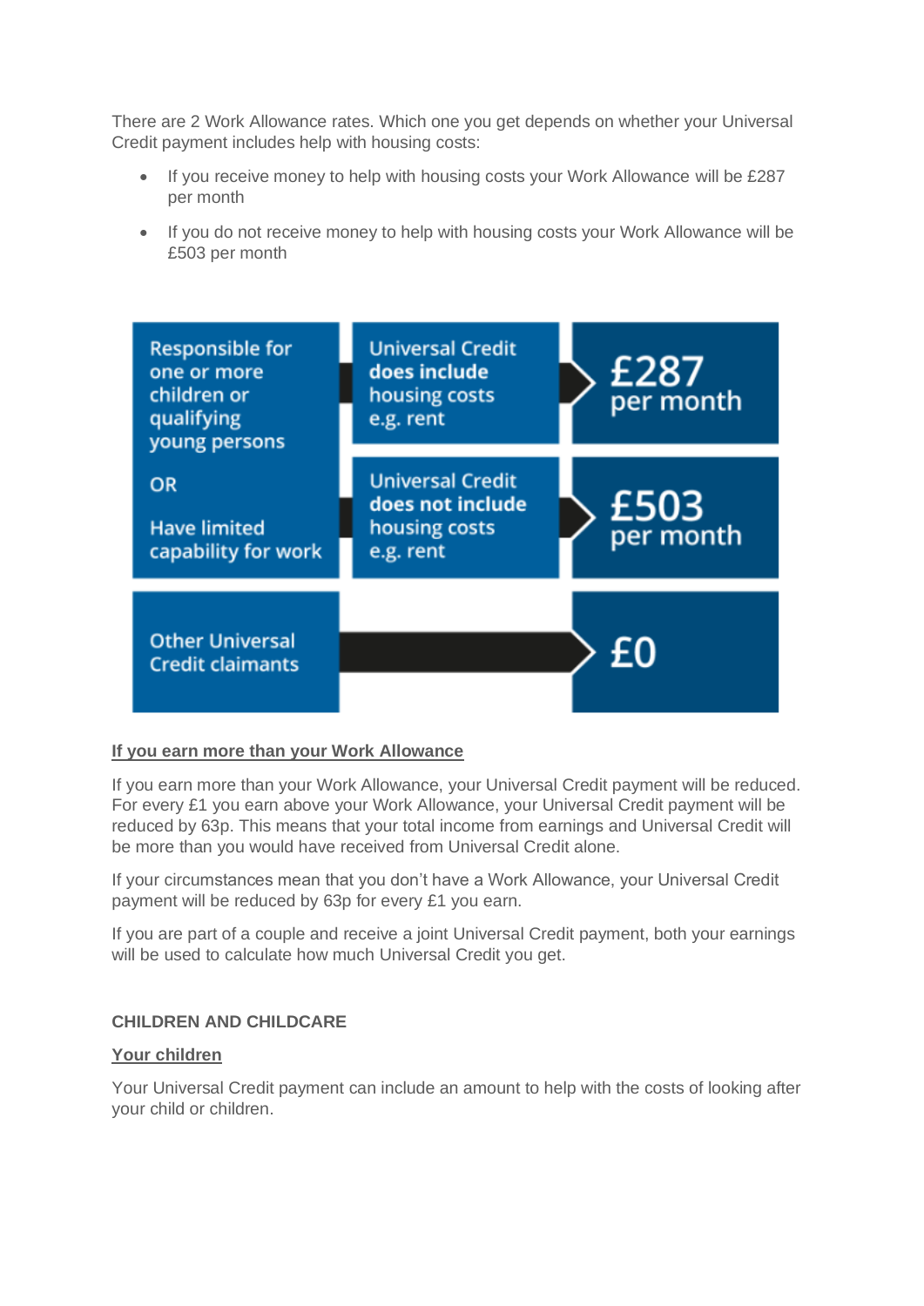There are 2 Work Allowance rates. Which one you get depends on whether your Universal Credit payment includes help with housing costs:

- If you receive money to help with housing costs your Work Allowance will be £287 per month
- If you do not receive money to help with housing costs your Work Allowance will be £503 per month

| | | |
|---|---|---|
| Responsible for one or more children or qualifying young persons OR Have limited capability for work | Universal Credit **does include** housing costs e.g. rent | £287 per month |
| | Universal Credit **does not include** housing costs e.g. rent | £503 per month |
| Other Universal Credit claimants | | £0 |

**If you earn more than your Work Allowance**

If you earn more than your Work Allowance, your Universal Credit payment will be reduced. For every £1 you earn above your Work Allowance, your Universal Credit payment will be reduced by 63p. This means that your total income from earnings and Universal Credit will be more than you would have received from Universal Credit alone.

If your circumstances mean that you don't have a Work Allowance, your Universal Credit payment will be reduced by 63p for every £1 you earn.

If you are part of a couple and receive a joint Universal Credit payment, both your earnings will be used to calculate how much Universal Credit you get.

## CHILDREN AND CHILDCARE

**Your children**

Your Universal Credit payment can include an amount to help with the costs of looking after your child or children.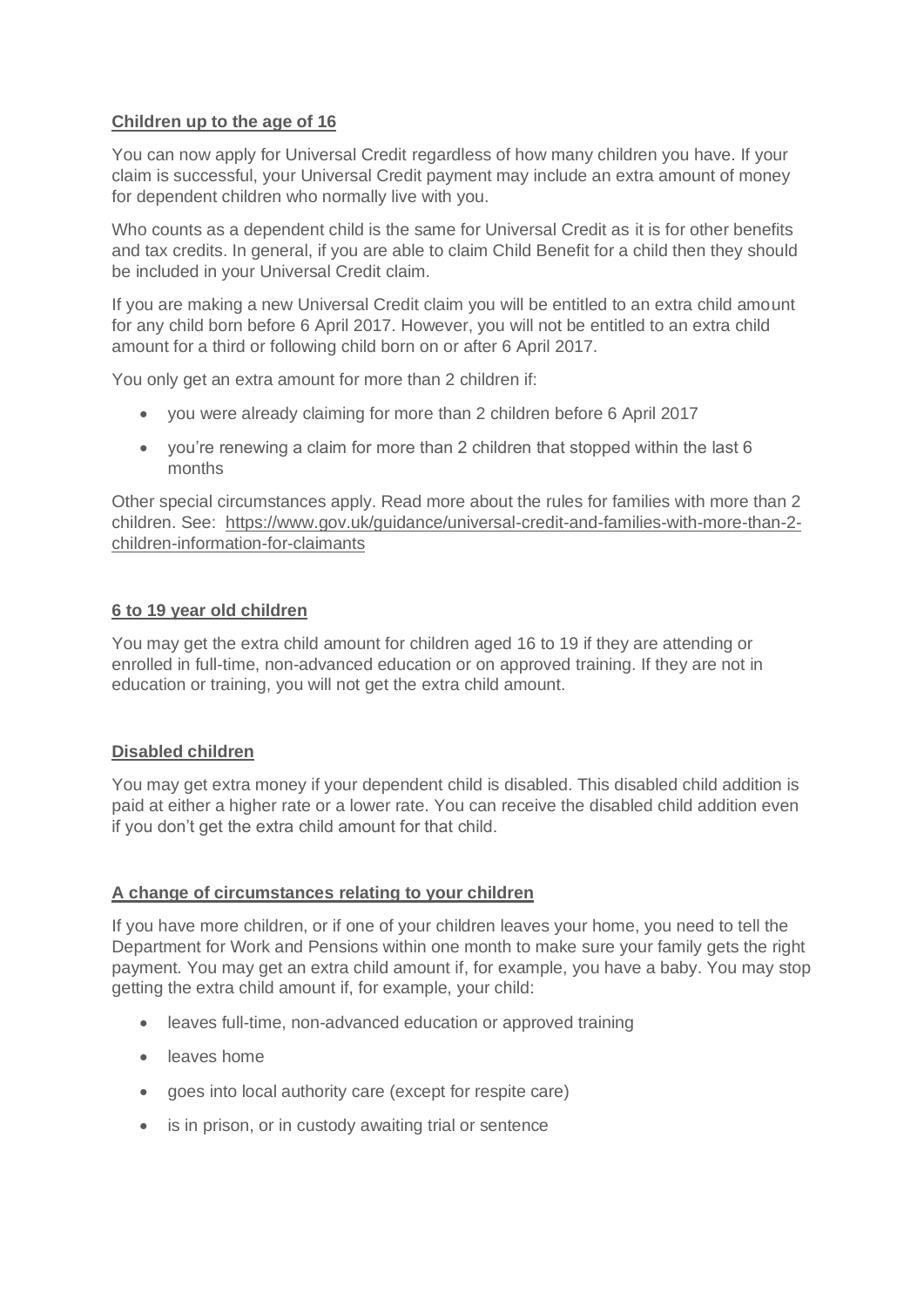### Children up to the age of 16

You can now apply for Universal Credit regardless of how many children you have. If your claim is successful, your Universal Credit payment may include an extra amount of money for dependent children who normally live with you.

Who counts as a dependent child is the same for Universal Credit as it is for other benefits and tax credits. In general, if you are able to claim Child Benefit for a child then they should be included in your Universal Credit claim.

If you are making a new Universal Credit claim you will be entitled to an extra child amount for any child born before 6 April 2017. However, you will not be entitled to an extra child amount for a third or following child born on or after 6 April 2017.

You only get an extra amount for more than 2 children if:

- you were already claiming for more than 2 children before 6 April 2017
- you're renewing a claim for more than 2 children that stopped within the last 6 months

Other special circumstances apply. Read more about the rules for families with more than 2 children. See: https://www.gov.uk/guidance/universal-credit-and-families-with-more-than-2-children-information-for-claimants

### 6 to 19 year old children

You may get the extra child amount for children aged 16 to 19 if they are attending or enrolled in full-time, non-advanced education or on approved training. If they are not in education or training, you will not get the extra child amount.

### Disabled children

You may get extra money if your dependent child is disabled. This disabled child addition is paid at either a higher rate or a lower rate. You can receive the disabled child addition even if you don't get the extra child amount for that child.

### A change of circumstances relating to your children

If you have more children, or if one of your children leaves your home, you need to tell the Department for Work and Pensions within one month to make sure your family gets the right payment. You may get an extra child amount if, for example, you have a baby. You may stop getting the extra child amount if, for example, your child:

- leaves full-time, non-advanced education or approved training
- leaves home
- goes into local authority care (except for respite care)
- is in prison, or in custody awaiting trial or sentence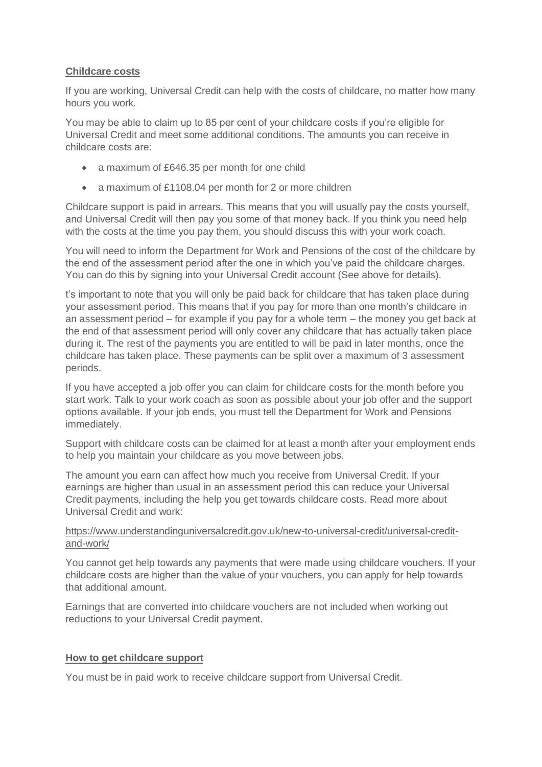## Childcare costs

If you are working, Universal Credit can help with the costs of childcare, no matter how many hours you work.

You may be able to claim up to 85 per cent of your childcare costs if you're eligible for Universal Credit and meet some additional conditions. The amounts you can receive in childcare costs are:

- a maximum of £646.35 per month for one child
- a maximum of £1108.04 per month for 2 or more children

Childcare support is paid in arrears. This means that you will usually pay the costs yourself, and Universal Credit will then pay you some of that money back. If you think you need help with the costs at the time you pay them, you should discuss this with your work coach.

You will need to inform the Department for Work and Pensions of the cost of the childcare by the end of the assessment period after the one in which you've paid the childcare charges. You can do this by signing into your Universal Credit account (See above for details).

t's important to note that you will only be paid back for childcare that has taken place during your assessment period. This means that if you pay for more than one month's childcare in an assessment period – for example if you pay for a whole term – the money you get back at the end of that assessment period will only cover any childcare that has actually taken place during it. The rest of the payments you are entitled to will be paid in later months, once the childcare has taken place. These payments can be split over a maximum of 3 assessment periods.

If you have accepted a job offer you can claim for childcare costs for the month before you start work. Talk to your work coach as soon as possible about your job offer and the support options available. If your job ends, you must tell the Department for Work and Pensions immediately.

Support with childcare costs can be claimed for at least a month after your employment ends to help you maintain your childcare as you move between jobs.

The amount you earn can affect how much you receive from Universal Credit. If your earnings are higher than usual in an assessment period this can reduce your Universal Credit payments, including the help you get towards childcare costs. Read more about Universal Credit and work:

https://www.understandinguniversalcredit.gov.uk/new-to-universal-credit/universal-credit-and-work/

You cannot get help towards any payments that were made using childcare vouchers. If your childcare costs are higher than the value of your vouchers, you can apply for help towards that additional amount.

Earnings that are converted into childcare vouchers are not included when working out reductions to your Universal Credit payment.

## How to get childcare support

You must be in paid work to receive childcare support from Universal Credit.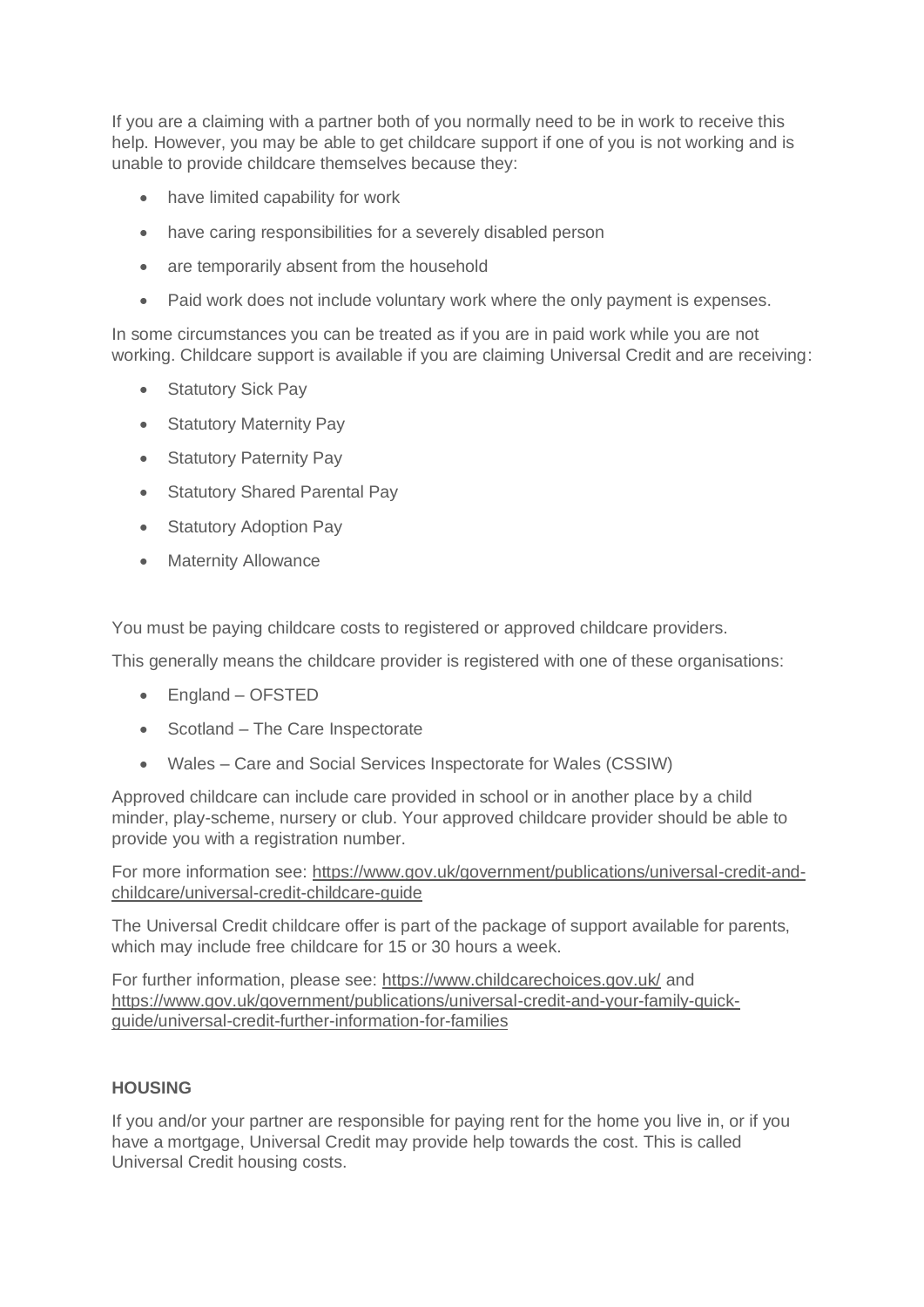If you are a claiming with a partner both of you normally need to be in work to receive this help. However, you may be able to get childcare support if one of you is not working and is unable to provide childcare themselves because they:

- have limited capability for work
- have caring responsibilities for a severely disabled person
- are temporarily absent from the household
- Paid work does not include voluntary work where the only payment is expenses.

In some circumstances you can be treated as if you are in paid work while you are not working. Childcare support is available if you are claiming Universal Credit and are receiving:

- Statutory Sick Pay
- Statutory Maternity Pay
- Statutory Paternity Pay
- Statutory Shared Parental Pay
- Statutory Adoption Pay
- Maternity Allowance

You must be paying childcare costs to registered or approved childcare providers.

This generally means the childcare provider is registered with one of these organisations:

- England – OFSTED
- Scotland – The Care Inspectorate
- Wales – Care and Social Services Inspectorate for Wales (CSSIW)

Approved childcare can include care provided in school or in another place by a child minder, play-scheme, nursery or club. Your approved childcare provider should be able to provide you with a registration number.

For more information see: https://www.gov.uk/government/publications/universal-credit-and-childcare/universal-credit-childcare-guide

The Universal Credit childcare offer is part of the package of support available for parents, which may include free childcare for 15 or 30 hours a week.

For further information, please see: https://www.childcarechoices.gov.uk/ and https://www.gov.uk/government/publications/universal-credit-and-your-family-quick-guide/universal-credit-further-information-for-families

**HOUSING**

If you and/or your partner are responsible for paying rent for the home you live in, or if you have a mortgage, Universal Credit may provide help towards the cost. This is called Universal Credit housing costs.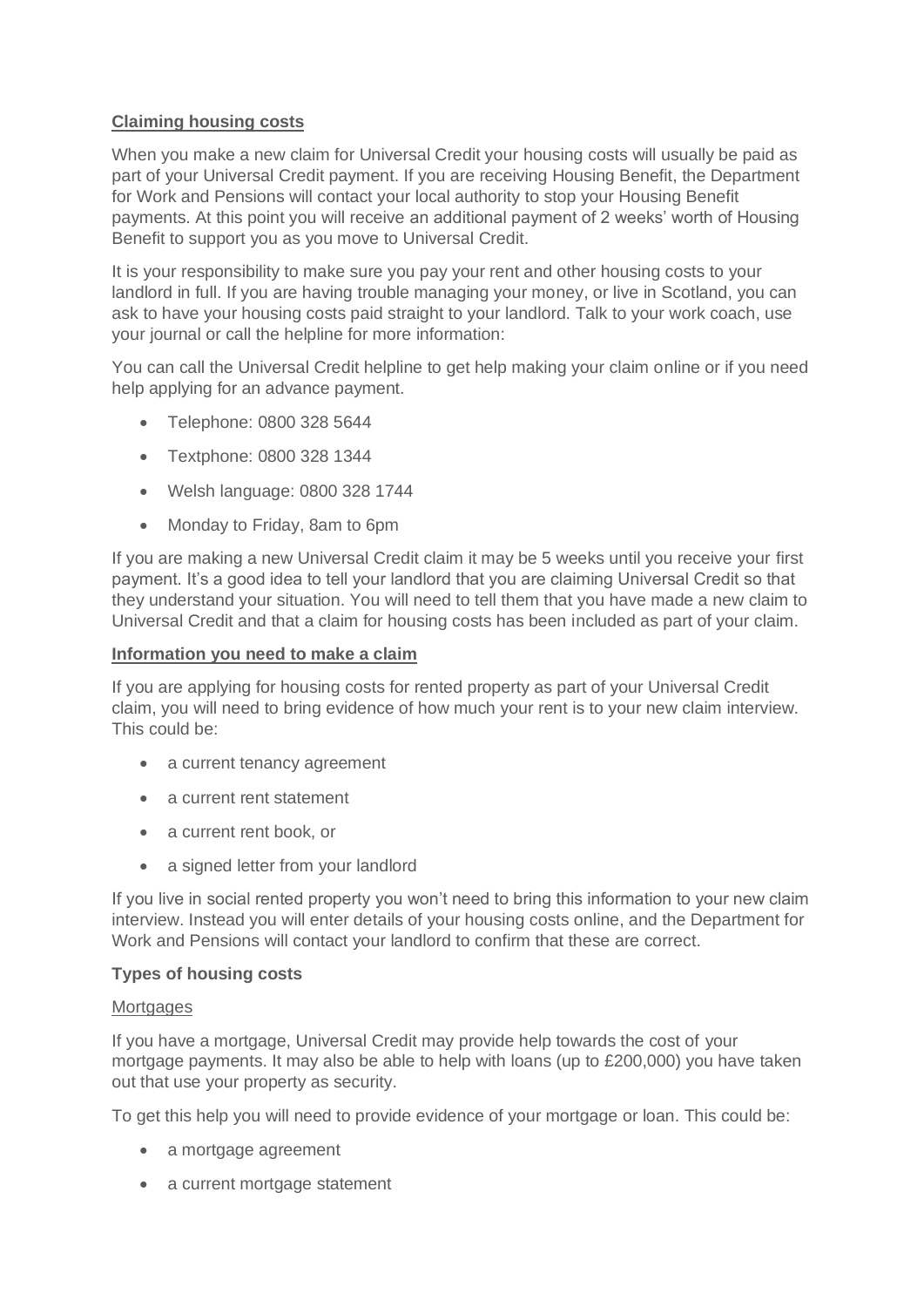## Claiming housing costs

When you make a new claim for Universal Credit your housing costs will usually be paid as part of your Universal Credit payment. If you are receiving Housing Benefit, the Department for Work and Pensions will contact your local authority to stop your Housing Benefit payments. At this point you will receive an additional payment of 2 weeks' worth of Housing Benefit to support you as you move to Universal Credit.

It is your responsibility to make sure you pay your rent and other housing costs to your landlord in full. If you are having trouble managing your money, or live in Scotland, you can ask to have your housing costs paid straight to your landlord. Talk to your work coach, use your journal or call the helpline for more information:

You can call the Universal Credit helpline to get help making your claim online or if you need help applying for an advance payment.

- Telephone: 0800 328 5644
- Textphone: 0800 328 1344
- Welsh language: 0800 328 1744
- Monday to Friday, 8am to 6pm

If you are making a new Universal Credit claim it may be 5 weeks until you receive your first payment. It's a good idea to tell your landlord that you are claiming Universal Credit so that they understand your situation. You will need to tell them that you have made a new claim to Universal Credit and that a claim for housing costs has been included as part of your claim.

## Information you need to make a claim

If you are applying for housing costs for rented property as part of your Universal Credit claim, you will need to bring evidence of how much your rent is to your new claim interview. This could be:

- a current tenancy agreement
- a current rent statement
- a current rent book, or
- a signed letter from your landlord

If you live in social rented property you won't need to bring this information to your new claim interview. Instead you will enter details of your housing costs online, and the Department for Work and Pensions will contact your landlord to confirm that these are correct.

### Types of housing costs

#### Mortgages

If you have a mortgage, Universal Credit may provide help towards the cost of your mortgage payments. It may also be able to help with loans (up to £200,000) you have taken out that use your property as security.

To get this help you will need to provide evidence of your mortgage or loan. This could be:

- a mortgage agreement
- a current mortgage statement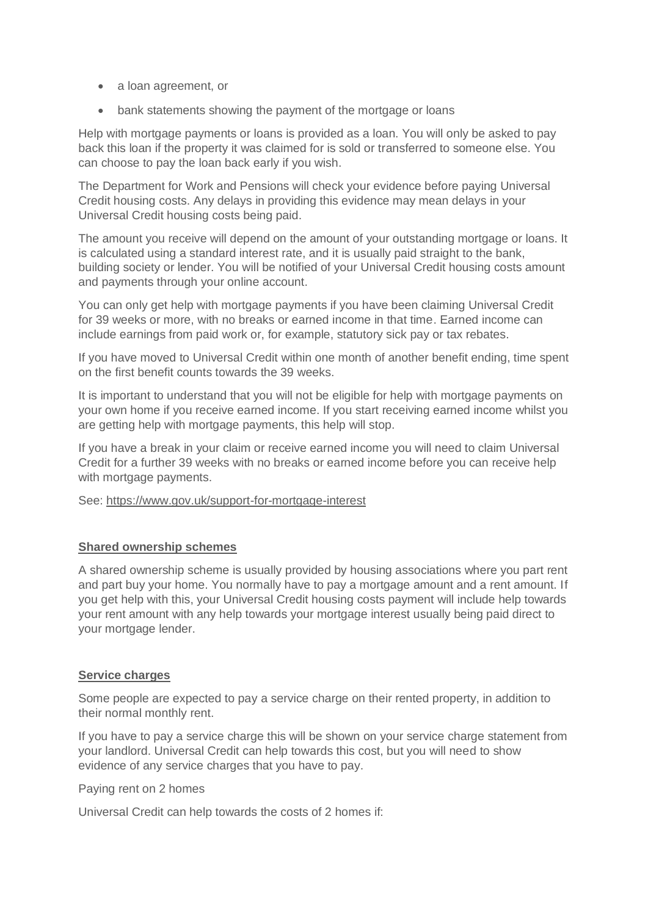- a loan agreement, or
- bank statements showing the payment of the mortgage or loans

Help with mortgage payments or loans is provided as a loan. You will only be asked to pay back this loan if the property it was claimed for is sold or transferred to someone else. You can choose to pay the loan back early if you wish.

The Department for Work and Pensions will check your evidence before paying Universal Credit housing costs. Any delays in providing this evidence may mean delays in your Universal Credit housing costs being paid.

The amount you receive will depend on the amount of your outstanding mortgage or loans. It is calculated using a standard interest rate, and it is usually paid straight to the bank, building society or lender. You will be notified of your Universal Credit housing costs amount and payments through your online account.

You can only get help with mortgage payments if you have been claiming Universal Credit for 39 weeks or more, with no breaks or earned income in that time. Earned income can include earnings from paid work or, for example, statutory sick pay or tax rebates.

If you have moved to Universal Credit within one month of another benefit ending, time spent on the first benefit counts towards the 39 weeks.

It is important to understand that you will not be eligible for help with mortgage payments on your own home if you receive earned income. If you start receiving earned income whilst you are getting help with mortgage payments, this help will stop.

If you have a break in your claim or receive earned income you will need to claim Universal Credit for a further 39 weeks with no breaks or earned income before you can receive help with mortgage payments.

See: https://www.gov.uk/support-for-mortgage-interest

## Shared ownership schemes

A shared ownership scheme is usually provided by housing associations where you part rent and part buy your home. You normally have to pay a mortgage amount and a rent amount. If you get help with this, your Universal Credit housing costs payment will include help towards your rent amount with any help towards your mortgage interest usually being paid direct to your mortgage lender.

## Service charges

Some people are expected to pay a service charge on their rented property, in addition to their normal monthly rent.

If you have to pay a service charge this will be shown on your service charge statement from your landlord. Universal Credit can help towards this cost, but you will need to show evidence of any service charges that you have to pay.

Paying rent on 2 homes

Universal Credit can help towards the costs of 2 homes if: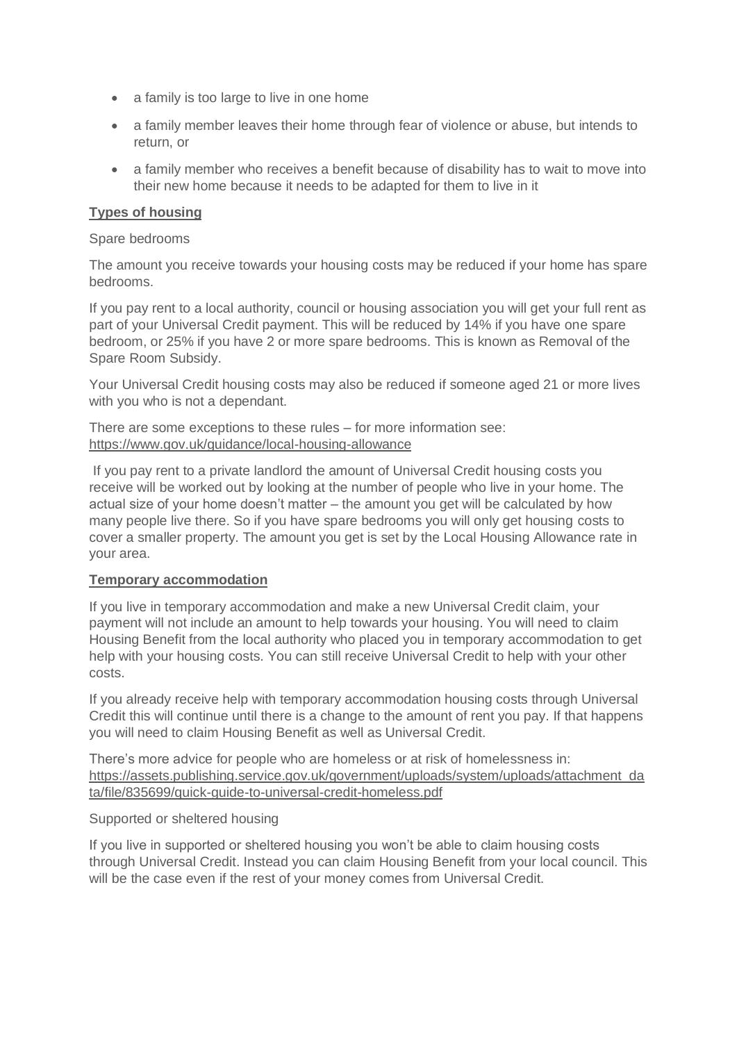- a family is too large to live in one home
- a family member leaves their home through fear of violence or abuse, but intends to return, or
- a family member who receives a benefit because of disability has to wait to move into their new home because it needs to be adapted for them to live in it

**Types of housing**

Spare bedrooms

The amount you receive towards your housing costs may be reduced if your home has spare bedrooms.

If you pay rent to a local authority, council or housing association you will get your full rent as part of your Universal Credit payment. This will be reduced by 14% if you have one spare bedroom, or 25% if you have 2 or more spare bedrooms. This is known as Removal of the Spare Room Subsidy.

Your Universal Credit housing costs may also be reduced if someone aged 21 or more lives with you who is not a dependant.

There are some exceptions to these rules – for more information see: https://www.gov.uk/guidance/local-housing-allowance

If you pay rent to a private landlord the amount of Universal Credit housing costs you receive will be worked out by looking at the number of people who live in your home. The actual size of your home doesn't matter – the amount you get will be calculated by how many people live there. So if you have spare bedrooms you will only get housing costs to cover a smaller property. The amount you get is set by the Local Housing Allowance rate in your area.

**Temporary accommodation**

If you live in temporary accommodation and make a new Universal Credit claim, your payment will not include an amount to help towards your housing. You will need to claim Housing Benefit from the local authority who placed you in temporary accommodation to get help with your housing costs. You can still receive Universal Credit to help with your other costs.

If you already receive help with temporary accommodation housing costs through Universal Credit this will continue until there is a change to the amount of rent you pay. If that happens you will need to claim Housing Benefit as well as Universal Credit.

There's more advice for people who are homeless or at risk of homelessness in: https://assets.publishing.service.gov.uk/government/uploads/system/uploads/attachment_data/file/835699/quick-guide-to-universal-credit-homeless.pdf

Supported or sheltered housing

If you live in supported or sheltered housing you won't be able to claim housing costs through Universal Credit. Instead you can claim Housing Benefit from your local council. This will be the case even if the rest of your money comes from Universal Credit.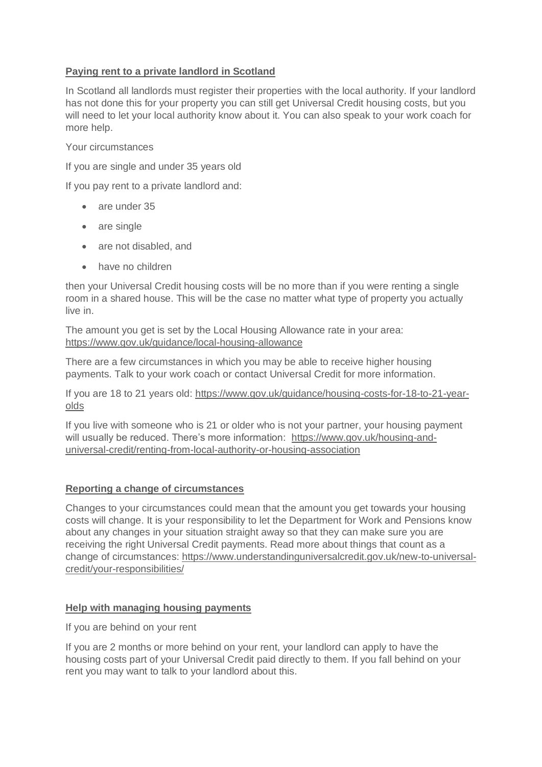## Paying rent to a private landlord in Scotland

In Scotland all landlords must register their properties with the local authority. If your landlord has not done this for your property you can still get Universal Credit housing costs, but you will need to let your local authority know about it. You can also speak to your work coach for more help.

Your circumstances

If you are single and under 35 years old

If you pay rent to a private landlord and:

- are under 35
- are single
- are not disabled, and
- have no children

then your Universal Credit housing costs will be no more than if you were renting a single room in a shared house. This will be the case no matter what type of property you actually live in.

The amount you get is set by the Local Housing Allowance rate in your area: https://www.gov.uk/guidance/local-housing-allowance

There are a few circumstances in which you may be able to receive higher housing payments. Talk to your work coach or contact Universal Credit for more information.

If you are 18 to 21 years old: https://www.gov.uk/guidance/housing-costs-for-18-to-21-year-olds

If you live with someone who is 21 or older who is not your partner, your housing payment will usually be reduced. There's more information: https://www.gov.uk/housing-and-universal-credit/renting-from-local-authority-or-housing-association

## Reporting a change of circumstances

Changes to your circumstances could mean that the amount you get towards your housing costs will change. It is your responsibility to let the Department for Work and Pensions know about any changes in your situation straight away so that they can make sure you are receiving the right Universal Credit payments. Read more about things that count as a change of circumstances: https://www.understandinguniversalcredit.gov.uk/new-to-universal-credit/your-responsibilities/

## Help with managing housing payments

If you are behind on your rent

If you are 2 months or more behind on your rent, your landlord can apply to have the housing costs part of your Universal Credit paid directly to them. If you fall behind on your rent you may want to talk to your landlord about this.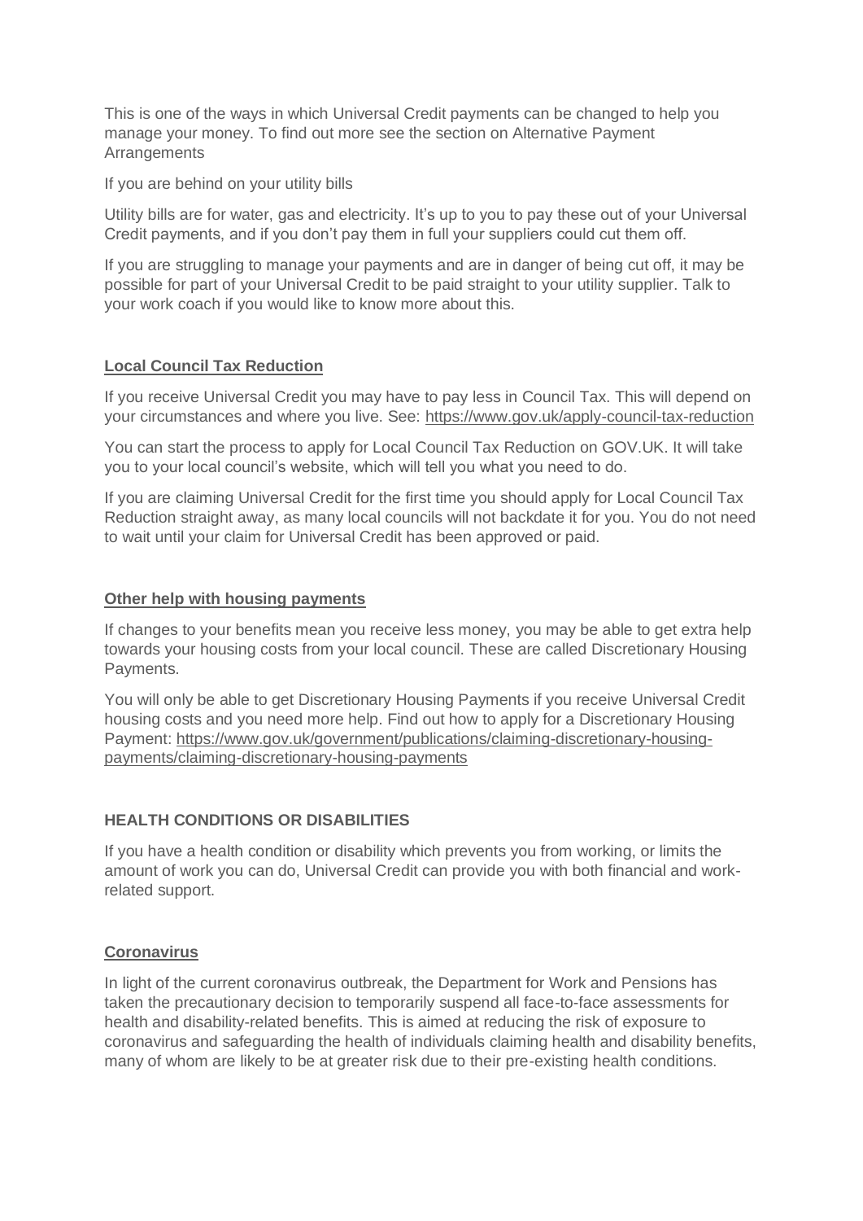This is one of the ways in which Universal Credit payments can be changed to help you manage your money. To find out more see the section on Alternative Payment Arrangements

If you are behind on your utility bills

Utility bills are for water, gas and electricity. It's up to you to pay these out of your Universal Credit payments, and if you don't pay them in full your suppliers could cut them off.

If you are struggling to manage your payments and are in danger of being cut off, it may be possible for part of your Universal Credit to be paid straight to your utility supplier. Talk to your work coach if you would like to know more about this.

### **Local Council Tax Reduction**

If you receive Universal Credit you may have to pay less in Council Tax. This will depend on your circumstances and where you live. See: https://www.gov.uk/apply-council-tax-reduction

You can start the process to apply for Local Council Tax Reduction on GOV.UK. It will take you to your local council's website, which will tell you what you need to do.

If you are claiming Universal Credit for the first time you should apply for Local Council Tax Reduction straight away, as many local councils will not backdate it for you. You do not need to wait until your claim for Universal Credit has been approved or paid.

### **Other help with housing payments**

If changes to your benefits mean you receive less money, you may be able to get extra help towards your housing costs from your local council. These are called Discretionary Housing Payments.

You will only be able to get Discretionary Housing Payments if you receive Universal Credit housing costs and you need more help. Find out how to apply for a Discretionary Housing Payment: https://www.gov.uk/government/publications/claiming-discretionary-housing-payments/claiming-discretionary-housing-payments

## **HEALTH CONDITIONS OR DISABILITIES**

If you have a health condition or disability which prevents you from working, or limits the amount of work you can do, Universal Credit can provide you with both financial and work-related support.

### **Coronavirus**

In light of the current coronavirus outbreak, the Department for Work and Pensions has taken the precautionary decision to temporarily suspend all face-to-face assessments for health and disability-related benefits. This is aimed at reducing the risk of exposure to coronavirus and safeguarding the health of individuals claiming health and disability benefits, many of whom are likely to be at greater risk due to their pre-existing health conditions.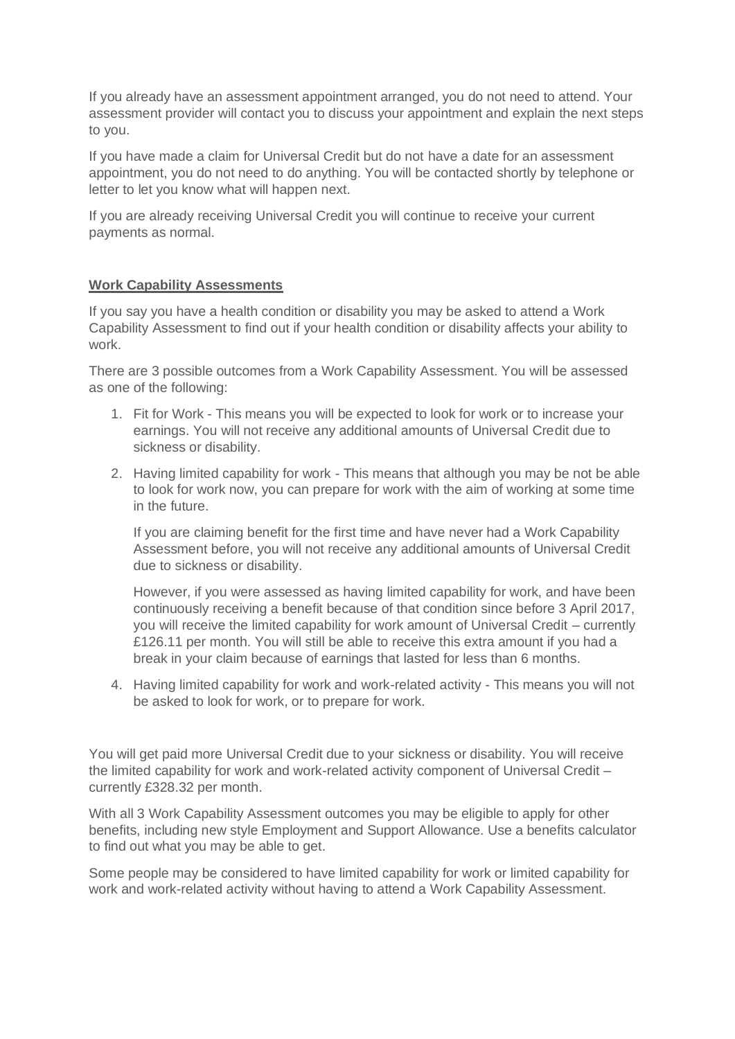If you already have an assessment appointment arranged, you do not need to attend. Your assessment provider will contact you to discuss your appointment and explain the next steps to you.

If you have made a claim for Universal Credit but do not have a date for an assessment appointment, you do not need to do anything. You will be contacted shortly by telephone or letter to let you know what will happen next.

If you are already receiving Universal Credit you will continue to receive your current payments as normal.

**Work Capability Assessments**

If you say you have a health condition or disability you may be asked to attend a Work Capability Assessment to find out if your health condition or disability affects your ability to work.

There are 3 possible outcomes from a Work Capability Assessment. You will be assessed as one of the following:

1. Fit for Work - This means you will be expected to look for work or to increase your earnings. You will not receive any additional amounts of Universal Credit due to sickness or disability.

2. Having limited capability for work - This means that although you may be not be able to look for work now, you can prepare for work with the aim of working at some time in the future.

   If you are claiming benefit for the first time and have never had a Work Capability Assessment before, you will not receive any additional amounts of Universal Credit due to sickness or disability.

   However, if you were assessed as having limited capability for work, and have been continuously receiving a benefit because of that condition since before 3 April 2017, you will receive the limited capability for work amount of Universal Credit – currently £126.11 per month. You will still be able to receive this extra amount if you had a break in your claim because of earnings that lasted for less than 6 months.

4. Having limited capability for work and work-related activity - This means you will not be asked to look for work, or to prepare for work.

You will get paid more Universal Credit due to your sickness or disability. You will receive the limited capability for work and work-related activity component of Universal Credit – currently £328.32 per month.

With all 3 Work Capability Assessment outcomes you may be eligible to apply for other benefits, including new style Employment and Support Allowance. Use a benefits calculator to find out what you may be able to get.

Some people may be considered to have limited capability for work or limited capability for work and work-related activity without having to attend a Work Capability Assessment.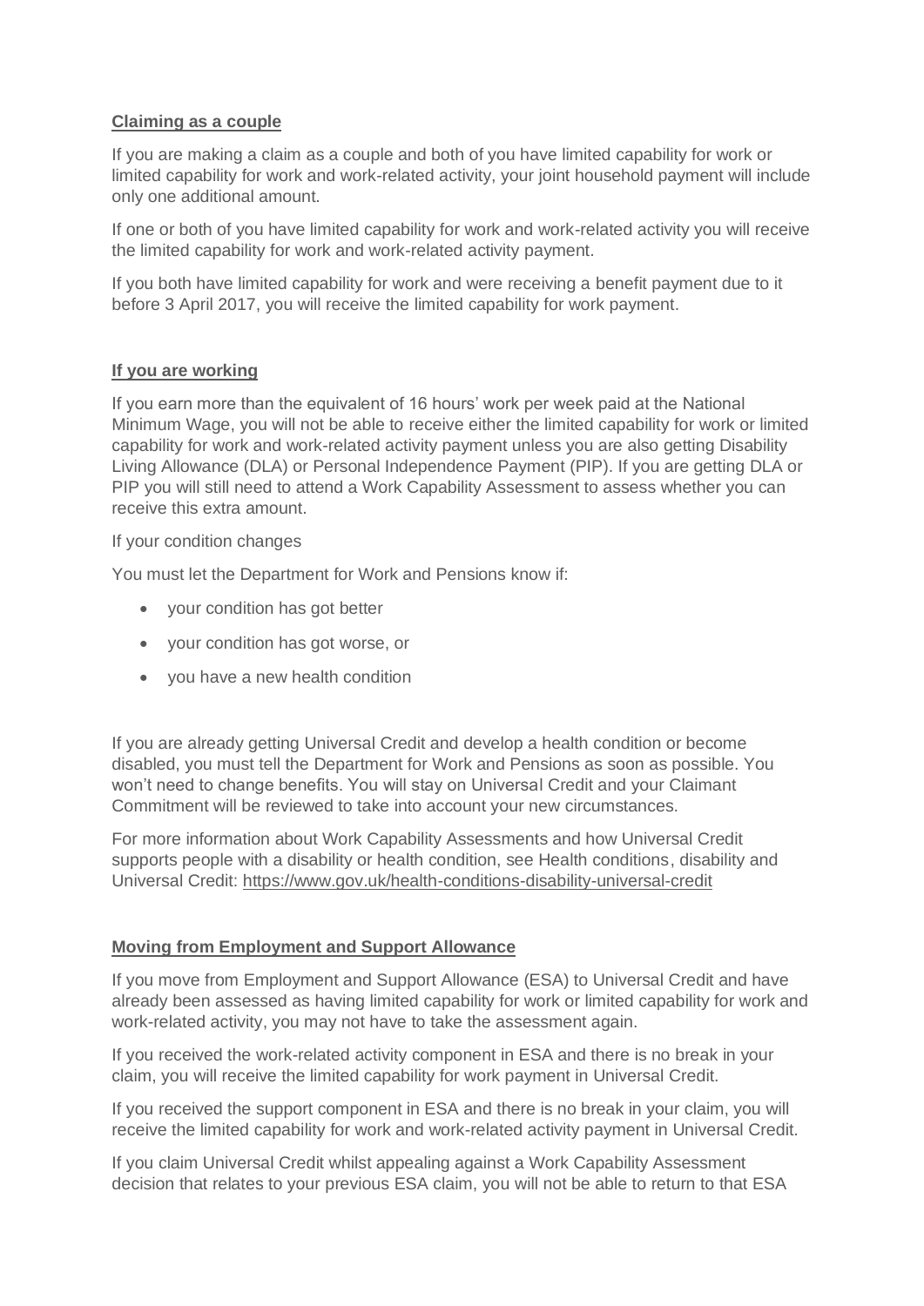**Claiming as a couple**

If you are making a claim as a couple and both of you have limited capability for work or limited capability for work and work-related activity, your joint household payment will include only one additional amount.

If one or both of you have limited capability for work and work-related activity you will receive the limited capability for work and work-related activity payment.

If you both have limited capability for work and were receiving a benefit payment due to it before 3 April 2017, you will receive the limited capability for work payment.

**If you are working**

If you earn more than the equivalent of 16 hours' work per week paid at the National Minimum Wage, you will not be able to receive either the limited capability for work or limited capability for work and work-related activity payment unless you are also getting Disability Living Allowance (DLA) or Personal Independence Payment (PIP). If you are getting DLA or PIP you will still need to attend a Work Capability Assessment to assess whether you can receive this extra amount.

If your condition changes

You must let the Department for Work and Pensions know if:

- your condition has got better
- your condition has got worse, or
- you have a new health condition

If you are already getting Universal Credit and develop a health condition or become disabled, you must tell the Department for Work and Pensions as soon as possible. You won't need to change benefits. You will stay on Universal Credit and your Claimant Commitment will be reviewed to take into account your new circumstances.

For more information about Work Capability Assessments and how Universal Credit supports people with a disability or health condition, see Health conditions, disability and Universal Credit: https://www.gov.uk/health-conditions-disability-universal-credit

**Moving from Employment and Support Allowance**

If you move from Employment and Support Allowance (ESA) to Universal Credit and have already been assessed as having limited capability for work or limited capability for work and work-related activity, you may not have to take the assessment again.

If you received the work-related activity component in ESA and there is no break in your claim, you will receive the limited capability for work payment in Universal Credit.

If you received the support component in ESA and there is no break in your claim, you will receive the limited capability for work and work-related activity payment in Universal Credit.

If you claim Universal Credit whilst appealing against a Work Capability Assessment decision that relates to your previous ESA claim, you will not be able to return to that ESA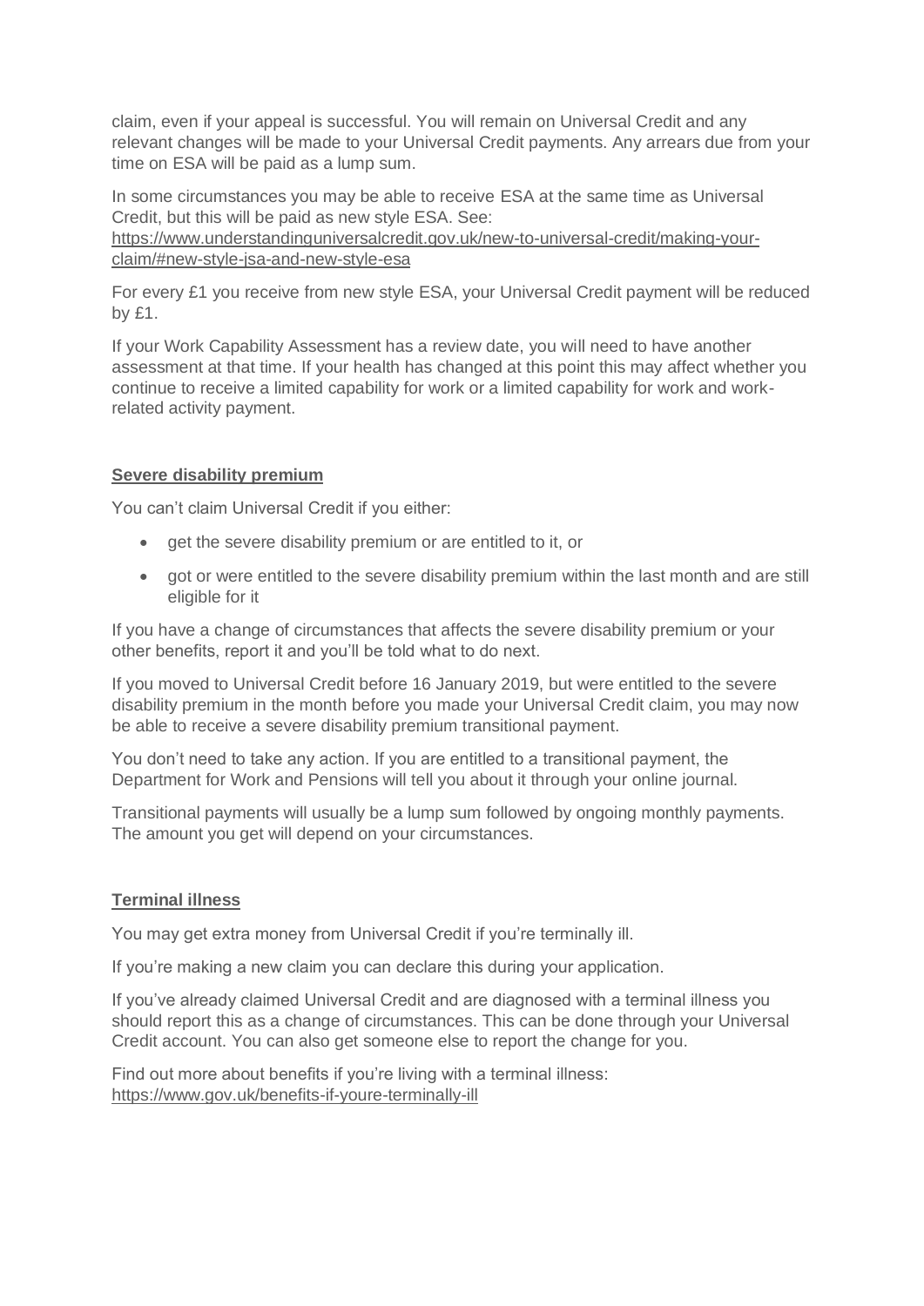claim, even if your appeal is successful. You will remain on Universal Credit and any relevant changes will be made to your Universal Credit payments. Any arrears due from your time on ESA will be paid as a lump sum.

In some circumstances you may be able to receive ESA at the same time as Universal Credit, but this will be paid as new style ESA. See: https://www.understandinguniversalcredit.gov.uk/new-to-universal-credit/making-your-claim/#new-style-jsa-and-new-style-esa

For every £1 you receive from new style ESA, your Universal Credit payment will be reduced by £1.

If your Work Capability Assessment has a review date, you will need to have another assessment at that time. If your health has changed at this point this may affect whether you continue to receive a limited capability for work or a limited capability for work and work-related activity payment.

## Severe disability premium

You can't claim Universal Credit if you either:

- get the severe disability premium or are entitled to it, or
- got or were entitled to the severe disability premium within the last month and are still eligible for it

If you have a change of circumstances that affects the severe disability premium or your other benefits, report it and you'll be told what to do next.

If you moved to Universal Credit before 16 January 2019, but were entitled to the severe disability premium in the month before you made your Universal Credit claim, you may now be able to receive a severe disability premium transitional payment.

You don't need to take any action. If you are entitled to a transitional payment, the Department for Work and Pensions will tell you about it through your online journal.

Transitional payments will usually be a lump sum followed by ongoing monthly payments. The amount you get will depend on your circumstances.

## Terminal illness

You may get extra money from Universal Credit if you're terminally ill.

If you're making a new claim you can declare this during your application.

If you've already claimed Universal Credit and are diagnosed with a terminal illness you should report this as a change of circumstances. This can be done through your Universal Credit account. You can also get someone else to report the change for you.

Find out more about benefits if you're living with a terminal illness: https://www.gov.uk/benefits-if-youre-terminally-ill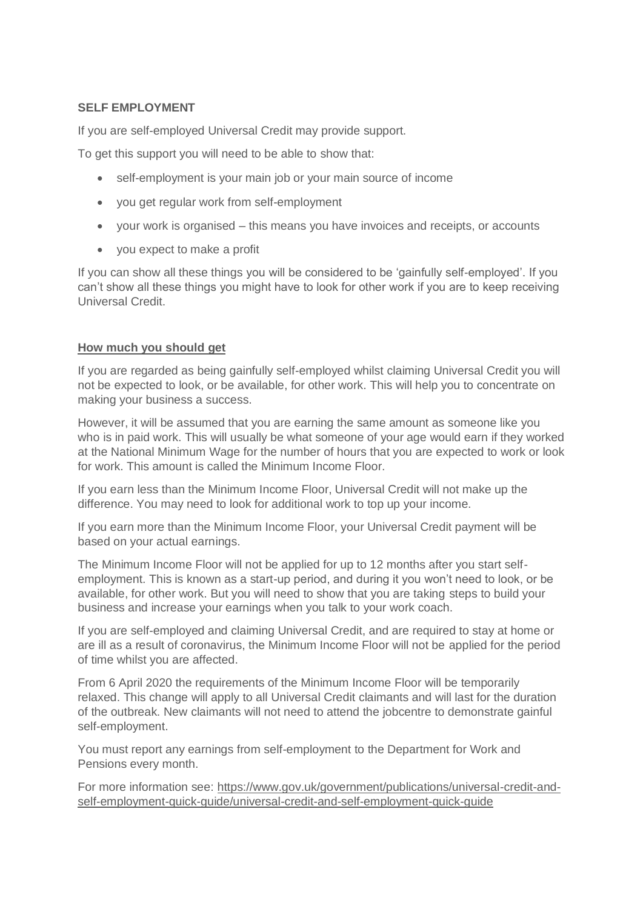**SELF EMPLOYMENT**

If you are self-employed Universal Credit may provide support.

To get this support you will need to be able to show that:

- self-employment is your main job or your main source of income
- you get regular work from self-employment
- your work is organised – this means you have invoices and receipts, or accounts
- you expect to make a profit

If you can show all these things you will be considered to be 'gainfully self-employed'. If you can't show all these things you might have to look for other work if you are to keep receiving Universal Credit.

**How much you should get**

If you are regarded as being gainfully self-employed whilst claiming Universal Credit you will not be expected to look, or be available, for other work. This will help you to concentrate on making your business a success.

However, it will be assumed that you are earning the same amount as someone like you who is in paid work. This will usually be what someone of your age would earn if they worked at the National Minimum Wage for the number of hours that you are expected to work or look for work. This amount is called the Minimum Income Floor.

If you earn less than the Minimum Income Floor, Universal Credit will not make up the difference. You may need to look for additional work to top up your income.

If you earn more than the Minimum Income Floor, your Universal Credit payment will be based on your actual earnings.

The Minimum Income Floor will not be applied for up to 12 months after you start self-employment. This is known as a start-up period, and during it you won't need to look, or be available, for other work. But you will need to show that you are taking steps to build your business and increase your earnings when you talk to your work coach.

If you are self-employed and claiming Universal Credit, and are required to stay at home or are ill as a result of coronavirus, the Minimum Income Floor will not be applied for the period of time whilst you are affected.

From 6 April 2020 the requirements of the Minimum Income Floor will be temporarily relaxed. This change will apply to all Universal Credit claimants and will last for the duration of the outbreak. New claimants will not need to attend the jobcentre to demonstrate gainful self-employment.

You must report any earnings from self-employment to the Department for Work and Pensions every month.

For more information see: https://www.gov.uk/government/publications/universal-credit-and-self-employment-quick-guide/universal-credit-and-self-employment-quick-guide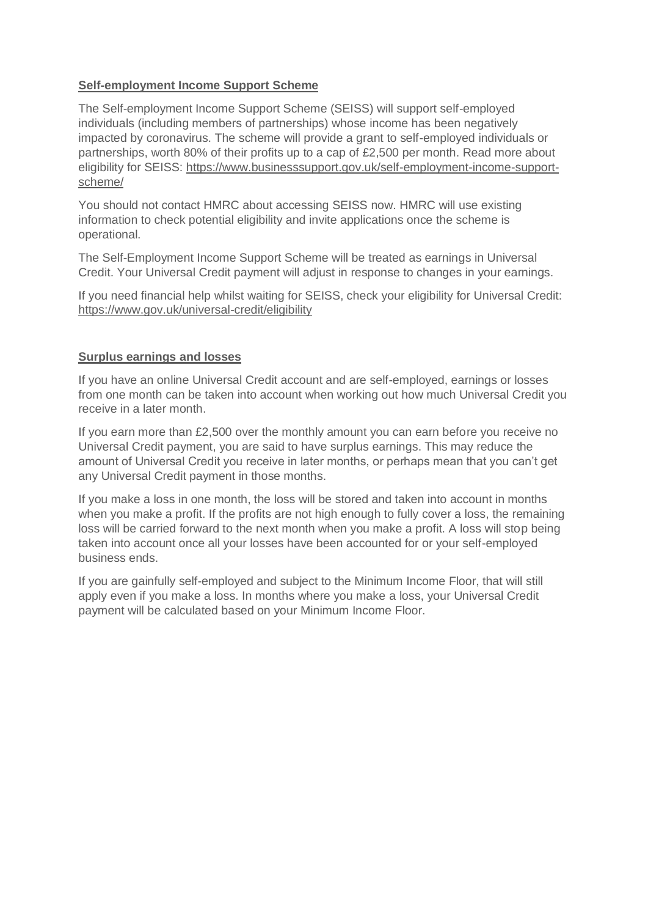## Self-employment Income Support Scheme

The Self-employment Income Support Scheme (SEISS) will support self-employed individuals (including members of partnerships) whose income has been negatively impacted by coronavirus. The scheme will provide a grant to self-employed individuals or partnerships, worth 80% of their profits up to a cap of £2,500 per month. Read more about eligibility for SEISS: https://www.businesssupport.gov.uk/self-employment-income-support-scheme/

You should not contact HMRC about accessing SEISS now. HMRC will use existing information to check potential eligibility and invite applications once the scheme is operational.

The Self-Employment Income Support Scheme will be treated as earnings in Universal Credit. Your Universal Credit payment will adjust in response to changes in your earnings.

If you need financial help whilst waiting for SEISS, check your eligibility for Universal Credit: https://www.gov.uk/universal-credit/eligibility

## Surplus earnings and losses

If you have an online Universal Credit account and are self-employed, earnings or losses from one month can be taken into account when working out how much Universal Credit you receive in a later month.

If you earn more than £2,500 over the monthly amount you can earn before you receive no Universal Credit payment, you are said to have surplus earnings. This may reduce the amount of Universal Credit you receive in later months, or perhaps mean that you can't get any Universal Credit payment in those months.

If you make a loss in one month, the loss will be stored and taken into account in months when you make a profit. If the profits are not high enough to fully cover a loss, the remaining loss will be carried forward to the next month when you make a profit. A loss will stop being taken into account once all your losses have been accounted for or your self-employed business ends.

If you are gainfully self-employed and subject to the Minimum Income Floor, that will still apply even if you make a loss. In months where you make a loss, your Universal Credit payment will be calculated based on your Minimum Income Floor.